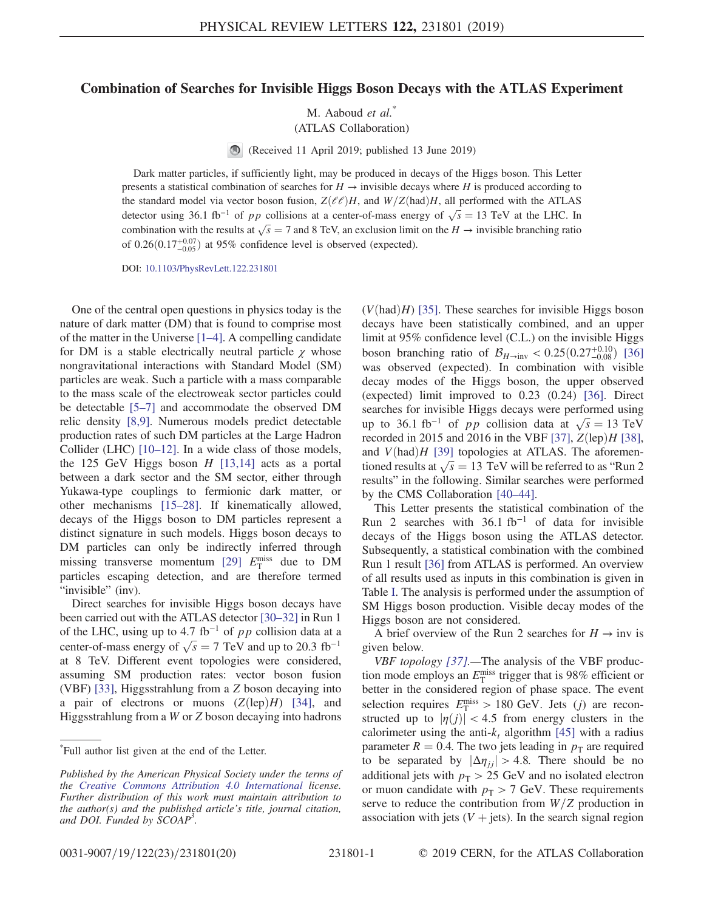# Combination of Searches for Invisible Higgs Boson Decays with the ATLAS Experiment

M. Aaboud *et al.*[*]

(ATLAS Collaboration)

(Received 11 April 2019; published 13 June 2019)

Dark matter particles, if sufficiently light, may be produced in decays of the Higgs boson. This Letter presents a statistical combination of searches for $H \to$ invisible decays where $H$ is produced according to the standard model via vector boson fusion, $Z(\ell\ell)H$, and $W/Z(\text{had})H$, all performed with the ATLAS detector using 36.1 $\text{fb}^{-1}$ of $pp$ collisions at a center-of-mass energy of $\sqrt{s} = 13$ TeV at the LHC. In combination with the results at $\sqrt{s} = 7$ and 8 TeV, an exclusion limit on the $H \to$ invisible branching ratio of $0.26(0.17^{+0.07}_{-0.05})$ at 95% confidence level is observed (expected).

DOI: 10.1103/PhysRevLett.122.231801

One of the central open questions in physics today is the nature of dark matter (DM) that is found to comprise most of the matter in the Universe [1–4]. A compelling candidate for DM is a stable electrically neutral particle $\chi$ whose nongravitational interactions with Standard Model (SM) particles are weak. Such a particle with a mass comparable to the mass scale of the electroweak sector particles could be detectable [5–7] and accommodate the observed DM relic density [8,9]. Numerous models predict detectable production rates of such DM particles at the Large Hadron Collider (LHC) [10–12]. In a wide class of those models, the 125 GeV Higgs boson $H$ [13,14] acts as a portal between a dark sector and the SM sector, either through Yukawa-type couplings to fermionic dark matter, or other mechanisms [15–28]. If kinematically allowed, decays of the Higgs boson to DM particles represent a distinct signature in such models. Higgs boson decays to DM particles can only be indirectly inferred through missing transverse momentum [29] $E_{\mathrm{T}}^{\mathrm{miss}}$ due to DM particles escaping detection, and are therefore termed "invisible" (inv).

Direct searches for invisible Higgs boson decays have been carried out with the ATLAS detector [30–32] in Run 1 of the LHC, using up to 4.7 $\text{fb}^{-1}$ of $pp$ collision data at a center-of-mass energy of $\sqrt{s} = 7$ TeV and up to 20.3 $\text{fb}^{-1}$ at 8 TeV. Different event topologies were considered, assuming SM production rates: vector boson fusion (VBF) [33], Higgsstrahlung from a $Z$ boson decaying into a pair of electrons or muons ($Z(\text{lep})H$) [34], and Higgsstrahlung from a $W$ or $Z$ boson decaying into hadrons ($V(\text{had})H$) [35]. These searches for invisible Higgs boson decays have been statistically combined, and an upper limit at 95% confidence level (C.L.) on the invisible Higgs boson branching ratio of $\mathcal{B}_{H\to\text{inv}} < 0.25(0.27^{+0.10}_{-0.08})$ [36] was observed (expected). In combination with visible decay modes of the Higgs boson, the upper observed (expected) limit improved to 0.23 (0.24) [36]. Direct searches for invisible Higgs decays were performed using up to 36.1 $\text{fb}^{-1}$ of $pp$ collision data at $\sqrt{s} = 13$ TeV recorded in 2015 and 2016 in the VBF [37], $Z(\text{lep})H$ [38], and $V(\text{had})H$ [39] topologies at ATLAS. The aforementioned results at $\sqrt{s} = 13$ TeV will be referred to as "Run 2 results" in the following. Similar searches were performed by the CMS Collaboration [40–44].

This Letter presents the statistical combination of the Run 2 searches with 36.1 $\text{fb}^{-1}$ of data for invisible decays of the Higgs boson using the ATLAS detector. Subsequently, a statistical combination with the combined Run 1 result [36] from ATLAS is performed. An overview of all results used as inputs in this combination is given in Table I. The analysis is performed under the assumption of SM Higgs boson production. Visible decay modes of the Higgs boson are not considered.

A brief overview of the Run 2 searches for $H \to$ inv is given below.

*VBF topology [37].*—The analysis of the VBF production mode employs an $E_{\mathrm{T}}^{\mathrm{miss}}$ trigger that is 98% efficient or better in the considered region of phase space. The event selection requires $E_{\mathrm{T}}^{\mathrm{miss}} > 180$ GeV. Jets ($j$) are reconstructed up to $|\eta(j)| < 4.5$ from energy clusters in the calorimeter using the anti-$k_t$ algorithm [45] with a radius parameter $R = 0.4$. The two jets leading in $p_{\mathrm{T}}$ are required to be separated by $|\Delta\eta_{jj}| > 4.8$. There should be no additional jets with $p_{\mathrm{T}} > 25$ GeV and no isolated electron or muon candidate with $p_{\mathrm{T}} > 7$ GeV. These requirements serve to reduce the contribution from $W/Z$ production in association with jets ($V$ + jets). In the search signal region

[*]Full author list given at the end of the Letter.

*Published by the American Physical Society under the terms of the Creative Commons Attribution 4.0 International license. Further distribution of this work must maintain attribution to the author(s) and the published article's title, journal citation, and DOI. Funded by SCOAP*[3]*.*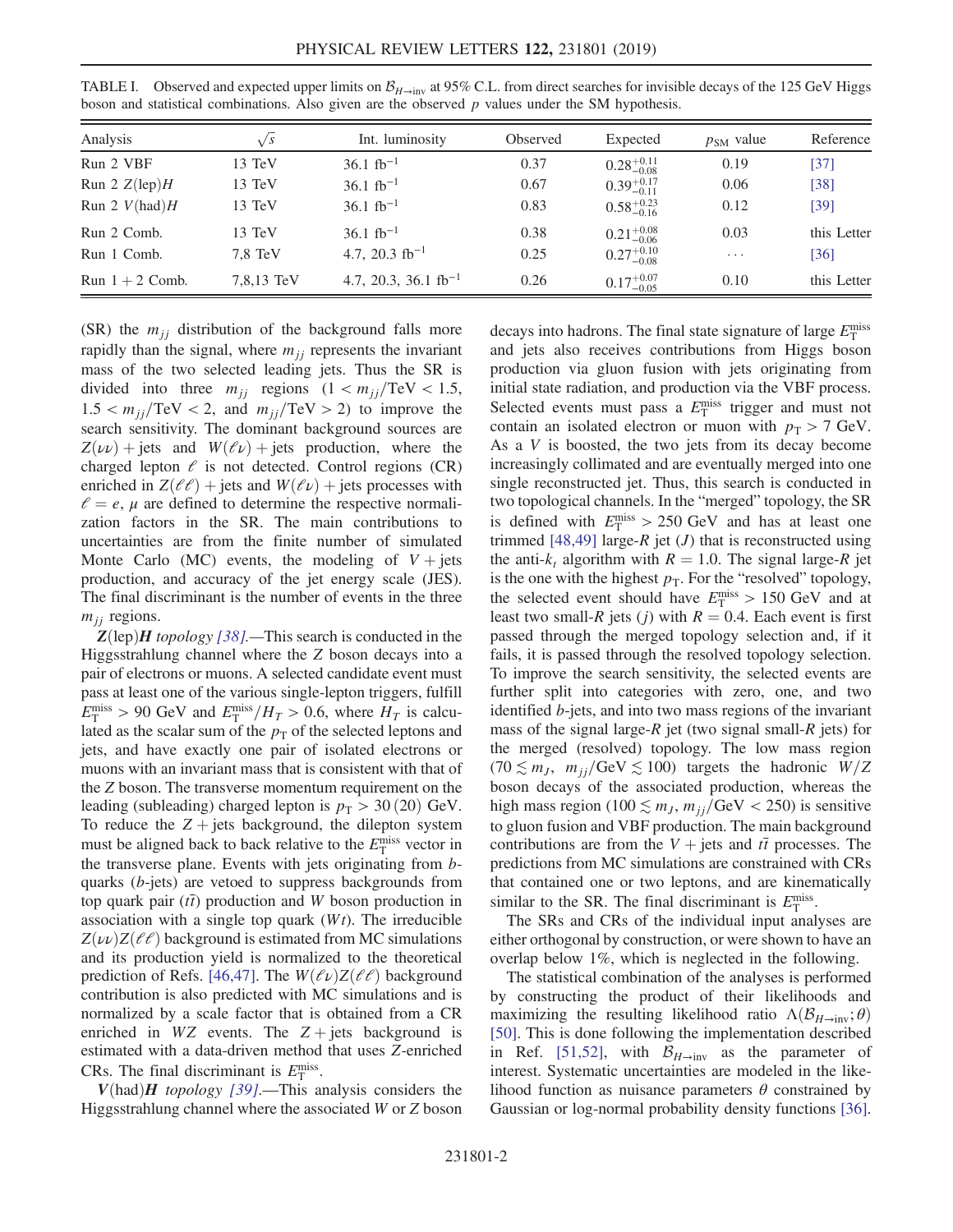TABLE I. Observed and expected upper limits on $\mathcal{B}_{H\to\text{inv}}$ at 95% C.L. from direct searches for invisible decays of the 125 GeV Higgs boson and statistical combinations. Also given are the observed $p$ values under the SM hypothesis.

| Analysis | $\sqrt{s}$ | Int. luminosity | Observed | Expected | $p_{\text{SM}}$ value | Reference |
| --- | --- | --- | --- | --- | --- | --- |
| Run 2 VBF | 13 TeV | 36.1 fb$^{-1}$ | 0.37 | $0.28^{+0.11}_{-0.08}$ | 0.19 | [37] |
| Run 2 $Z(\text{lep})H$ | 13 TeV | 36.1 fb$^{-1}$ | 0.67 | $0.39^{+0.17}_{-0.11}$ | 0.06 | [38] |
| Run 2 $V(\text{had})H$ | 13 TeV | 36.1 fb$^{-1}$ | 0.83 | $0.58^{+0.23}_{-0.16}$ | 0.12 | [39] |
| Run 2 Comb. | 13 TeV | 36.1 fb$^{-1}$ | 0.38 | $0.21^{+0.08}_{-0.06}$ | 0.03 | this Letter |
| Run 1 Comb. | 7,8 TeV | 4.7, 20.3 fb$^{-1}$ | 0.25 | $0.27^{+0.10}_{-0.08}$ | ... | [36] |
| Run 1 + 2 Comb. | 7,8,13 TeV | 4.7, 20.3, 36.1 fb$^{-1}$ | 0.26 | $0.17^{+0.07}_{-0.05}$ | 0.10 | this Letter |

(SR) the $m_{jj}$ distribution of the background falls more rapidly than the signal, where $m_{jj}$ represents the invariant mass of the two selected leading jets. Thus the SR is divided into three $m_{jj}$ regions ($1 < m_{jj}/\text{TeV} < 1.5$, $1.5 < m_{jj}/\text{TeV} < 2$, and $m_{jj}/\text{TeV} > 2$) to improve the search sensitivity. The dominant background sources are $Z(\nu\nu)$ + jets and $W(\ell\nu)$ + jets production, where the charged lepton $\ell$ is not detected. Control regions (CR) enriched in $Z(\ell\ell)$ + jets and $W(\ell\nu)$ + jets processes with $\ell = e, \mu$ are defined to determine the respective normalization factors in the SR. The main contributions to uncertainties are from the finite number of simulated Monte Carlo (MC) events, the modeling of $V$ + jets production, and accuracy of the jet energy scale (JES). The final discriminant is the number of events in the three $m_{jj}$ regions.

***Z*(lep)*H* *topology* [38].**—This search is conducted in the Higgsstrahlung channel where the $Z$ boson decays into a pair of electrons or muons. A selected candidate event must pass at least one of the various single-lepton triggers, fulfill $E_{\text{T}}^{\text{miss}} > 90$ GeV and $E_{\text{T}}^{\text{miss}}/H_T > 0.6$, where $H_T$ is calculated as the scalar sum of the $p_{\text{T}}$ of the selected leptons and jets, and have exactly one pair of isolated electrons or muons with an invariant mass that is consistent with that of the $Z$ boson. The transverse momentum requirement on the leading (subleading) charged lepton is $p_{\text{T}} > 30\,(20)$ GeV. To reduce the $Z$ + jets background, the dilepton system must be aligned back to back relative to the $E_{\text{T}}^{\text{miss}}$ vector in the transverse plane. Events with jets originating from $b$-quarks ($b$-jets) are vetoed to suppress backgrounds from top quark pair ($t\bar{t}$) production and $W$ boson production in association with a single top quark ($Wt$). The irreducible $Z(\nu\nu)Z(\ell\ell)$ background is estimated from MC simulations and its production yield is normalized to the theoretical prediction of Refs. [46,47]. The $W(\ell\nu)Z(\ell\ell)$ background contribution is also predicted with MC simulations and is normalized by a scale factor that is obtained from a CR enriched in $WZ$ events. The $Z$ + jets background is estimated with a data-driven method that uses $Z$-enriched CRs. The final discriminant is $E_{\text{T}}^{\text{miss}}$.

***V*(had)*H* *topology* [39].**—This analysis considers the Higgsstrahlung channel where the associated $W$ or $Z$ boson decays into hadrons. The final state signature of large $E_{\text{T}}^{\text{miss}}$ and jets also receives contributions from Higgs boson production via gluon fusion with jets originating from initial state radiation, and production via the VBF process. Selected events must pass a $E_{\text{T}}^{\text{miss}}$ trigger and must not contain an isolated electron or muon with $p_{\text{T}} > 7$ GeV. As a $V$ is boosted, the two jets from its decay become increasingly collimated and are eventually merged into one single reconstructed jet. Thus, this search is conducted in two topological channels. In the "merged" topology, the SR is defined with $E_{\text{T}}^{\text{miss}} > 250$ GeV and has at least one trimmed [48,49] large-$R$ jet ($J$) that is reconstructed using the anti-$k_t$ algorithm with $R = 1.0$. The signal large-$R$ jet is the one with the highest $p_{\text{T}}$. For the "resolved" topology, the selected event should have $E_{\text{T}}^{\text{miss}} > 150$ GeV and at least two small-$R$ jets ($j$) with $R = 0.4$. Each event is first passed through the merged topology selection and, if it fails, it is passed through the resolved topology selection. To improve the search sensitivity, the selected events are further split into categories with zero, one, and two identified $b$-jets, and into two mass regions of the invariant mass of the signal large-$R$ jet (two signal small-$R$ jets) for the merged (resolved) topology. The low mass region ($70 \lesssim m_J,\ m_{jj}/\text{GeV} \lesssim 100$) targets the hadronic $W/Z$ boson decays of the associated production, whereas the high mass region ($100 \lesssim m_J,\ m_{jj}/\text{GeV} < 250$) is sensitive to gluon fusion and VBF production. The main background contributions are from the $V$ + jets and $t\bar{t}$ processes. The predictions from MC simulations are constrained with CRs that contained one or two leptons, and are kinematically similar to the SR. The final discriminant is $E_{\text{T}}^{\text{miss}}$.

The SRs and CRs of the individual input analyses are either orthogonal by construction, or were shown to have an overlap below 1%, which is neglected in the following.

The statistical combination of the analyses is performed by constructing the product of their likelihoods and maximizing the resulting likelihood ratio $\Lambda(\mathcal{B}_{H\to\text{inv}};\theta)$ [50]. This is done following the implementation described in Ref. [51,52], with $\mathcal{B}_{H\to\text{inv}}$ as the parameter of interest. Systematic uncertainties are modeled in the likelihood function as nuisance parameters $\theta$ constrained by Gaussian or log-normal probability density functions [36].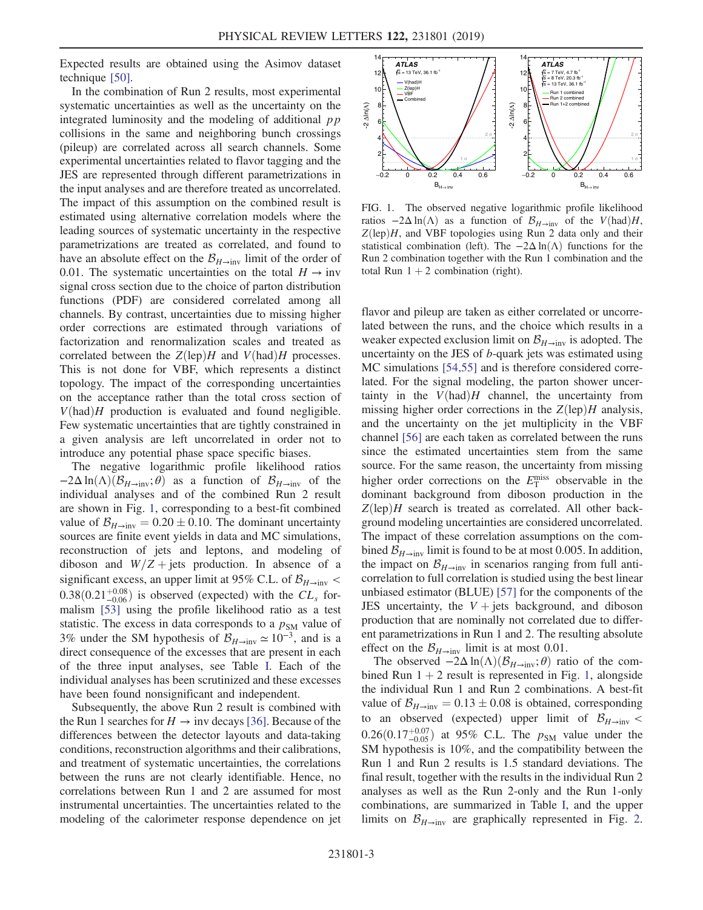Expected results are obtained using the Asimov dataset technique [50].

In the combination of Run 2 results, most experimental systematic uncertainties as well as the uncertainty on the integrated luminosity and the modeling of additional $pp$ collisions in the same and neighboring bunch crossings (pileup) are correlated across all search channels. Some experimental uncertainties related to flavor tagging and the JES are represented through different parametrizations in the input analyses and are therefore treated as uncorrelated. The impact of this assumption on the combined result is estimated using alternative correlation models where the leading sources of systematic uncertainty in the respective parametrizations are treated as correlated, and found to have an absolute effect on the $\mathcal{B}_{H\to\mathrm{inv}}$ limit of the order of 0.01. The systematic uncertainties on the total $H \to \mathrm{inv}$ signal cross section due to the choice of parton distribution functions (PDF) are considered correlated among all channels. By contrast, uncertainties due to missing higher order corrections are estimated through variations of factorization and renormalization scales and treated as correlated between the $Z(\mathrm{lep})H$ and $V(\mathrm{had})H$ processes. This is not done for VBF, which represents a distinct topology. The impact of the corresponding uncertainties on the acceptance rather than the total cross section of $V(\mathrm{had})H$ production is evaluated and found negligible. Few systematic uncertainties that are tightly constrained in a given analysis are left uncorrelated in order not to introduce any potential phase space specific biases.

The negative logarithmic profile likelihood ratios $-2\Delta\ln(\Lambda)(\mathcal{B}_{H\to\mathrm{inv}};\theta)$ as a function of $\mathcal{B}_{H\to\mathrm{inv}}$ of the individual analyses and of the combined Run 2 result are shown in Fig. 1, corresponding to a best-fit combined value of $\mathcal{B}_{H\to\mathrm{inv}} = 0.20 \pm 0.10$. The dominant uncertainty sources are finite event yields in data and MC simulations, reconstruction of jets and leptons, and modeling of diboson and $W/Z+$jets production. In absence of a significant excess, an upper limit at 95% C.L. of $\mathcal{B}_{H\to\mathrm{inv}} < 0.38(0.21^{+0.08}_{-0.06})$ is observed (expected) with the $CL_s$ formalism [53] using the profile likelihood ratio as a test statistic. The excess in data corresponds to a $p_{\mathrm{SM}}$ value of 3% under the SM hypothesis of $\mathcal{B}_{H\to\mathrm{inv}} \simeq 10^{-3}$, and is a direct consequence of the excesses that are present in each of the three input analyses, see Table I. Each of the individual analyses has been scrutinized and these excesses have been found nonsignificant and independent.

Subsequently, the above Run 2 result is combined with the Run 1 searches for $H \to \mathrm{inv}$ decays [36]. Because of the differences between the detector layouts and data-taking conditions, reconstruction algorithms and their calibrations, and treatment of systematic uncertainties, the correlations between the runs are not clearly identifiable. Hence, no correlations between Run 1 and 2 are assumed for most instrumental uncertainties. The uncertainties related to the modeling of the calorimeter response dependence on jet flavor and pileup are taken as either correlated or uncorrelated between the runs, and the choice which results in a weaker expected exclusion limit on $\mathcal{B}_{H\to\mathrm{inv}}$ is adopted. The uncertainty on the JES of $b$-quark jets was estimated using MC simulations [54,55] and is therefore considered correlated. For the signal modeling, the parton shower uncertainty in the $V(\mathrm{had})H$ channel, the uncertainty from missing higher order corrections in the $Z(\mathrm{lep})H$ analysis, and the uncertainty on the jet multiplicity in the VBF channel [56] are each taken as correlated between the runs since the estimated uncertainties stem from the same source. For the same reason, the uncertainty from missing higher order corrections on the $E_{\mathrm{T}}^{\mathrm{miss}}$ observable in the dominant background from diboson production in the $Z(\mathrm{lep})H$ search is treated as correlated. All other background modeling uncertainties are considered uncorrelated. The impact of these correlation assumptions on the combined $\mathcal{B}_{H\to\mathrm{inv}}$ limit is found to be at most 0.005. In addition, the impact on $\mathcal{B}_{H\to\mathrm{inv}}$ in scenarios ranging from full anticorrelation to full correlation is studied using the best linear unbiased estimator (BLUE) [57] for the components of the JES uncertainty, the $V+$jets background, and diboson production that are nominally not correlated due to different parametrizations in Run 1 and 2. The resulting absolute effect on the $\mathcal{B}_{H\to\mathrm{inv}}$ limit is at most 0.01.

FIG. 1. The observed negative logarithmic profile likelihood ratios $-2\Delta\ln(\Lambda)$ as a function of $\mathcal{B}_{H\to\mathrm{inv}}$ of the $V(\mathrm{had})H$, $Z(\mathrm{lep})H$, and VBF topologies using Run 2 data only and their statistical combination (left). The $-2\Delta\ln(\Lambda)$ functions for the Run 2 combination together with the Run 1 combination and the total Run 1 + 2 combination (right).

The observed $-2\Delta\ln(\Lambda)(\mathcal{B}_{H\to\mathrm{inv}};\theta)$ ratio of the combined Run 1 + 2 result is represented in Fig. 1, alongside the individual Run 1 and Run 2 combinations. A best-fit value of $\mathcal{B}_{H\to\mathrm{inv}} = 0.13 \pm 0.08$ is obtained, corresponding to an observed (expected) upper limit of $\mathcal{B}_{H\to\mathrm{inv}} < 0.26(0.17^{+0.07}_{-0.05})$ at 95% C.L. The $p_{\mathrm{SM}}$ value under the SM hypothesis is 10%, and the compatibility between the Run 1 and Run 2 results is 1.5 standard deviations. The final result, together with the results in the individual Run 2 analyses as well as the Run 2-only and the Run 1-only combinations, are summarized in Table I, and the upper limits on $\mathcal{B}_{H\to\mathrm{inv}}$ are graphically represented in Fig. 2.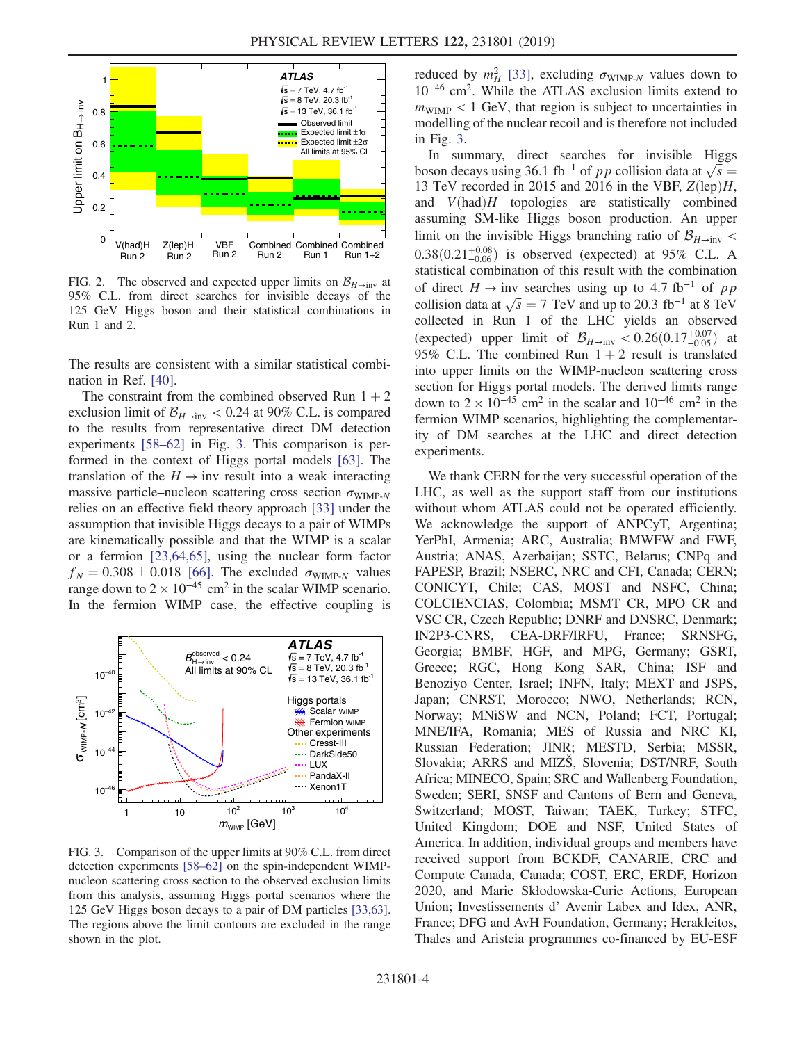FIG. 2. The observed and expected upper limits on $\mathcal{B}_{H\to\mathrm{inv}}$ at 95% C.L. from direct searches for invisible decays of the 125 GeV Higgs boson and their statistical combinations in Run 1 and 2.

The results are consistent with a similar statistical combination in Ref. [40].

The constraint from the combined observed Run $1+2$ exclusion limit of $\mathcal{B}_{H\to\mathrm{inv}} < 0.24$ at 90% C.L. is compared to the results from representative direct DM detection experiments [58–62] in Fig. 3. This comparison is performed in the context of Higgs portal models [63]. The translation of the $H \to \mathrm{inv}$ result into a weak interacting massive particle–nucleon scattering cross section $\sigma_{\mathrm{WIMP}\text{-}N}$ relies on an effective field theory approach [33] under the assumption that invisible Higgs decays to a pair of WIMPs are kinematically possible and that the WIMP is a scalar or a fermion [23,64,65], using the nuclear form factor $f_N = 0.308 \pm 0.018$ [66]. The excluded $\sigma_{\mathrm{WIMP}\text{-}N}$ values range down to $2 \times 10^{-45}$ cm$^2$ in the scalar WIMP scenario. In the fermion WIMP case, the effective coupling is reduced by $m_H^2$ [33], excluding $\sigma_{\mathrm{WIMP}\text{-}N}$ values down to $10^{-46}$ cm$^2$. While the ATLAS exclusion limits extend to $m_{\mathrm{WIMP}} < 1$ GeV, that region is subject to uncertainties in modelling of the nuclear recoil and is therefore not included in Fig. 3.

FIG. 3. Comparison of the upper limits at 90% C.L. from direct detection experiments [58–62] on the spin-independent WIMP-nucleon scattering cross section to the observed exclusion limits from this analysis, assuming Higgs portal scenarios where the 125 GeV Higgs boson decays to a pair of DM particles [33,63]. The regions above the limit contours are excluded in the range shown in the plot.

In summary, direct searches for invisible Higgs boson decays using 36.1 fb$^{-1}$ of $pp$ collision data at $\sqrt{s} = 13$ TeV recorded in 2015 and 2016 in the VBF, $Z(\mathrm{lep})H$, and $V(\mathrm{had})H$ topologies are statistically combined assuming SM-like Higgs boson production. An upper limit on the invisible Higgs branching ratio of $\mathcal{B}_{H\to\mathrm{inv}} < 0.38(0.21^{+0.08}_{-0.06})$ is observed (expected) at 95% C.L. A statistical combination of this result with the combination of direct $H \to \mathrm{inv}$ searches using up to 4.7 fb$^{-1}$ of $pp$ collision data at $\sqrt{s} = 7$ TeV and up to 20.3 fb$^{-1}$ at 8 TeV collected in Run 1 of the LHC yields an observed (expected) upper limit of $\mathcal{B}_{H\to\mathrm{inv}} < 0.26(0.17^{+0.07}_{-0.05})$ at 95% C.L. The combined Run $1+2$ result is translated into upper limits on the WIMP-nucleon scattering cross section for Higgs portal models. The derived limits range down to $2 \times 10^{-45}$ cm$^2$ in the scalar and $10^{-46}$ cm$^2$ in the fermion WIMP scenarios, highlighting the complementarity of DM searches at the LHC and direct detection experiments.

We thank CERN for the very successful operation of the LHC, as well as the support staff from our institutions without whom ATLAS could not be operated efficiently. We acknowledge the support of ANPCyT, Argentina; YerPhI, Armenia; ARC, Australia; BMWFW and FWF, Austria; ANAS, Azerbaijan; SSTC, Belarus; CNPq and FAPESP, Brazil; NSERC, NRC and CFI, Canada; CERN; CONICYT, Chile; CAS, MOST and NSFC, China; COLCIENCIAS, Colombia; MSMT CR, MPO CR and VSC CR, Czech Republic; DNRF and DNSRC, Denmark; IN2P3-CNRS, CEA-DRF/IRFU, France; SRNSFG, Georgia; BMBF, HGF, and MPG, Germany; GSRT, Greece; RGC, Hong Kong SAR, China; ISF and Benoziyo Center, Israel; INFN, Italy; MEXT and JSPS, Japan; CNRST, Morocco; NWO, Netherlands; RCN, Norway; MNiSW and NCN, Poland; FCT, Portugal; MNE/IFA, Romania; MES of Russia and NRC KI, Russian Federation; JINR; MESTD, Serbia; MSSR, Slovakia; ARRS and MIZŠ, Slovenia; DST/NRF, South Africa; MINECO, Spain; SRC and Wallenberg Foundation, Sweden; SERI, SNSF and Cantons of Bern and Geneva, Switzerland; MOST, Taiwan; TAEK, Turkey; STFC, United Kingdom; DOE and NSF, United States of America. In addition, individual groups and members have received support from BCKDF, CANARIE, CRC and Compute Canada, Canada; COST, ERC, ERDF, Horizon 2020, and Marie Skłodowska-Curie Actions, European Union; Investissements d' Avenir Labex and Idex, ANR, France; DFG and AvH Foundation, Germany; Herakleitos, Thales and Aristeia programmes co-financed by EU-ESF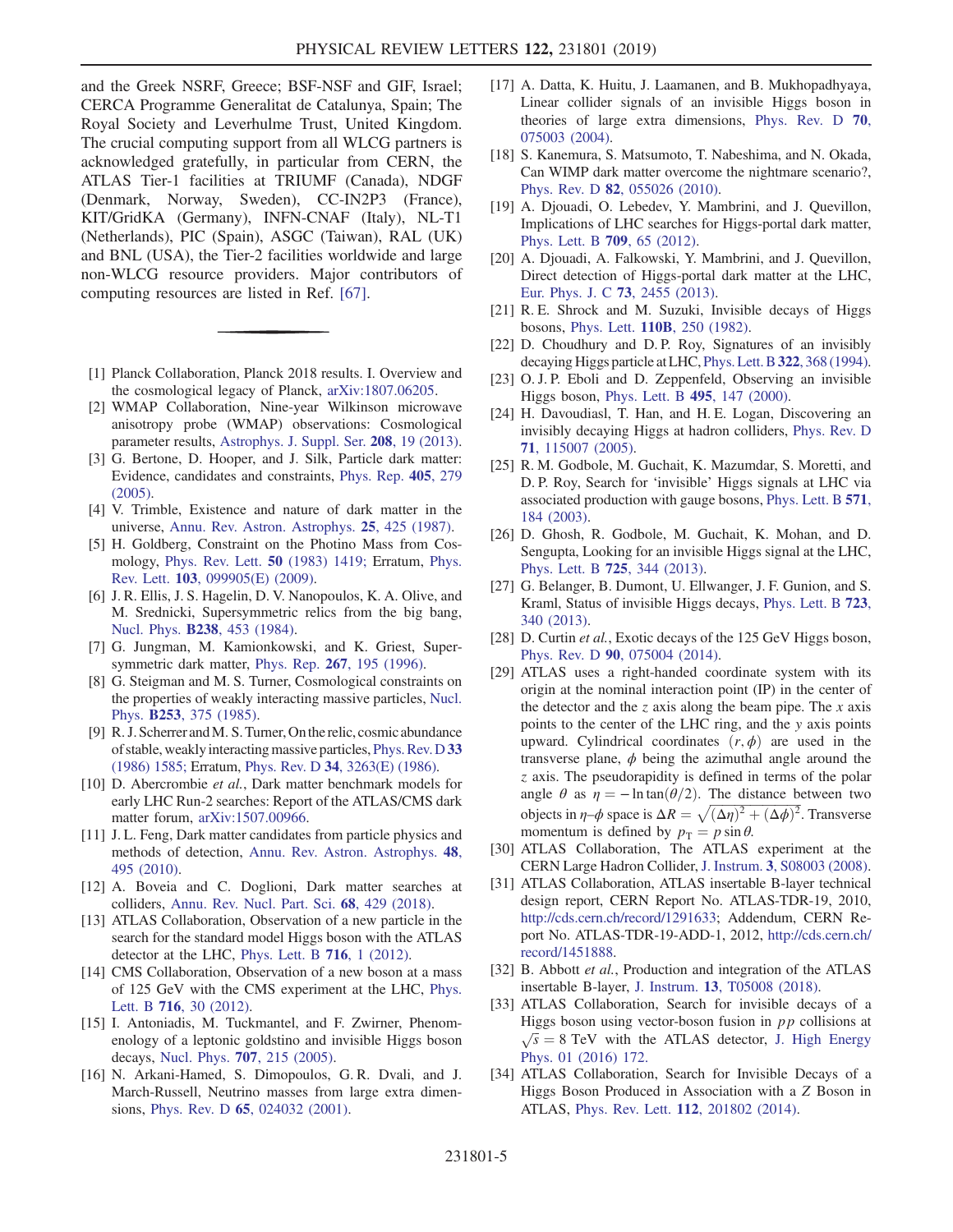and the Greek NSRF, Greece; BSF-NSF and GIF, Israel; CERCA Programme Generalitat de Catalunya, Spain; The Royal Society and Leverhulme Trust, United Kingdom. The crucial computing support from all WLCG partners is acknowledged gratefully, in particular from CERN, the ATLAS Tier-1 facilities at TRIUMF (Canada), NDGF (Denmark, Norway, Sweden), CC-IN2P3 (France), KIT/GridKA (Germany), INFN-CNAF (Italy), NL-T1 (Netherlands), PIC (Spain), ASGC (Taiwan), RAL (UK) and BNL (USA), the Tier-2 facilities worldwide and large non-WLCG resource providers. Major contributors of computing resources are listed in Ref. [67].

---

[1] Planck Collaboration, Planck 2018 results. I. Overview and the cosmological legacy of Planck, arXiv:1807.06205.

[2] WMAP Collaboration, Nine-year Wilkinson microwave anisotropy probe (WMAP) observations: Cosmological parameter results, Astrophys. J. Suppl. Ser. **208**, 19 (2013).

[3] G. Bertone, D. Hooper, and J. Silk, Particle dark matter: Evidence, candidates and constraints, Phys. Rep. **405**, 279 (2005).

[4] V. Trimble, Existence and nature of dark matter in the universe, Annu. Rev. Astron. Astrophys. **25**, 425 (1987).

[5] H. Goldberg, Constraint on the Photino Mass from Cosmology, Phys. Rev. Lett. **50** (1983) 1419; Erratum, Phys. Rev. Lett. **103**, 099905(E) (2009).

[6] J. R. Ellis, J. S. Hagelin, D. V. Nanopoulos, K. A. Olive, and M. Srednicki, Supersymmetric relics from the big bang, Nucl. Phys. **B238**, 453 (1984).

[7] G. Jungman, M. Kamionkowski, and K. Griest, Supersymmetric dark matter, Phys. Rep. **267**, 195 (1996).

[8] G. Steigman and M. S. Turner, Cosmological constraints on the properties of weakly interacting massive particles, Nucl. Phys. **B253**, 375 (1985).

[9] R. J. Scherrer and M. S. Turner, On the relic, cosmic abundance of stable, weakly interacting massive particles, Phys. Rev. D **33** (1986) 1585; Erratum, Phys. Rev. D **34**, 3263(E) (1986).

[10] D. Abercrombie *et al.*, Dark matter benchmark models for early LHC Run-2 searches: Report of the ATLAS/CMS dark matter forum, arXiv:1507.00966.

[11] J. L. Feng, Dark matter candidates from particle physics and methods of detection, Annu. Rev. Astron. Astrophys. **48**, 495 (2010).

[12] A. Boveia and C. Doglioni, Dark matter searches at colliders, Annu. Rev. Nucl. Part. Sci. **68**, 429 (2018).

[13] ATLAS Collaboration, Observation of a new particle in the search for the standard model Higgs boson with the ATLAS detector at the LHC, Phys. Lett. B **716**, 1 (2012).

[14] CMS Collaboration, Observation of a new boson at a mass of 125 GeV with the CMS experiment at the LHC, Phys. Lett. B **716**, 30 (2012).

[15] I. Antoniadis, M. Tuckmantel, and F. Zwirner, Phenomenology of a leptonic goldstino and invisible Higgs boson decays, Nucl. Phys. **707**, 215 (2005).

[16] N. Arkani-Hamed, S. Dimopoulos, G. R. Dvali, and J. March-Russell, Neutrino masses from large extra dimensions, Phys. Rev. D **65**, 024032 (2001).

[17] A. Datta, K. Huitu, J. Laamanen, and B. Mukhopadhyaya, Linear collider signals of an invisible Higgs boson in theories of large extra dimensions, Phys. Rev. D **70**, 075003 (2004).

[18] S. Kanemura, S. Matsumoto, T. Nabeshima, and N. Okada, Can WIMP dark matter overcome the nightmare scenario?, Phys. Rev. D **82**, 055026 (2010).

[19] A. Djouadi, O. Lebedev, Y. Mambrini, and J. Quevillon, Implications of LHC searches for Higgs-portal dark matter, Phys. Lett. B **709**, 65 (2012).

[20] A. Djouadi, A. Falkowski, Y. Mambrini, and J. Quevillon, Direct detection of Higgs-portal dark matter at the LHC, Eur. Phys. J. C **73**, 2455 (2013).

[21] R. E. Shrock and M. Suzuki, Invisible decays of Higgs bosons, Phys. Lett. **110B**, 250 (1982).

[22] D. Choudhury and D. P. Roy, Signatures of an invisibly decaying Higgs particle at LHC, Phys. Lett. B **322**, 368 (1994).

[23] O. J. P. Eboli and D. Zeppenfeld, Observing an invisible Higgs boson, Phys. Lett. B **495**, 147 (2000).

[24] H. Davoudiasl, T. Han, and H. E. Logan, Discovering an invisibly decaying Higgs at hadron colliders, Phys. Rev. D **71**, 115007 (2005).

[25] R. M. Godbole, M. Guchait, K. Mazumdar, S. Moretti, and D. P. Roy, Search for 'invisible' Higgs signals at LHC via associated production with gauge bosons, Phys. Lett. B **571**, 184 (2003).

[26] D. Ghosh, R. Godbole, M. Guchait, K. Mohan, and D. Sengupta, Looking for an invisible Higgs signal at the LHC, Phys. Lett. B **725**, 344 (2013).

[27] G. Belanger, B. Dumont, U. Ellwanger, J. F. Gunion, and S. Kraml, Status of invisible Higgs decays, Phys. Lett. B **723**, 340 (2013).

[28] D. Curtin *et al.*, Exotic decays of the 125 GeV Higgs boson, Phys. Rev. D **90**, 075004 (2014).

[29] ATLAS uses a right-handed coordinate system with its origin at the nominal interaction point (IP) in the center of the detector and the $z$ axis along the beam pipe. The $x$ axis points to the center of the LHC ring, and the $y$ axis points upward. Cylindrical coordinates $(r, \phi)$ are used in the transverse plane, $\phi$ being the azimuthal angle around the $z$ axis. The pseudorapidity is defined in terms of the polar angle $\theta$ as $\eta = -\ln \tan(\theta/2)$. The distance between two objects in $\eta$–$\phi$ space is $\Delta R = \sqrt{(\Delta\eta)^2 + (\Delta\phi)^2}$. Transverse momentum is defined by $p_{\rm T} = p \sin\theta$.

[30] ATLAS Collaboration, The ATLAS experiment at the CERN Large Hadron Collider, J. Instrum. **3**, S08003 (2008).

[31] ATLAS Collaboration, ATLAS insertable B-layer technical design report, CERN Report No. ATLAS-TDR-19, 2010, http://cds.cern.ch/record/1291633; Addendum, CERN Report No. ATLAS-TDR-19-ADD-1, 2012, http://cds.cern.ch/record/1451888.

[32] B. Abbott *et al.*, Production and integration of the ATLAS insertable B-layer, J. Instrum. **13**, T05008 (2018).

[33] ATLAS Collaboration, Search for invisible decays of a Higgs boson using vector-boson fusion in $pp$ collisions at $\sqrt{s} = 8$ TeV with the ATLAS detector, J. High Energy Phys. 01 (2016) 172.

[34] ATLAS Collaboration, Search for Invisible Decays of a Higgs Boson Produced in Association with a Z Boson in ATLAS, Phys. Rev. Lett. **112**, 201802 (2014).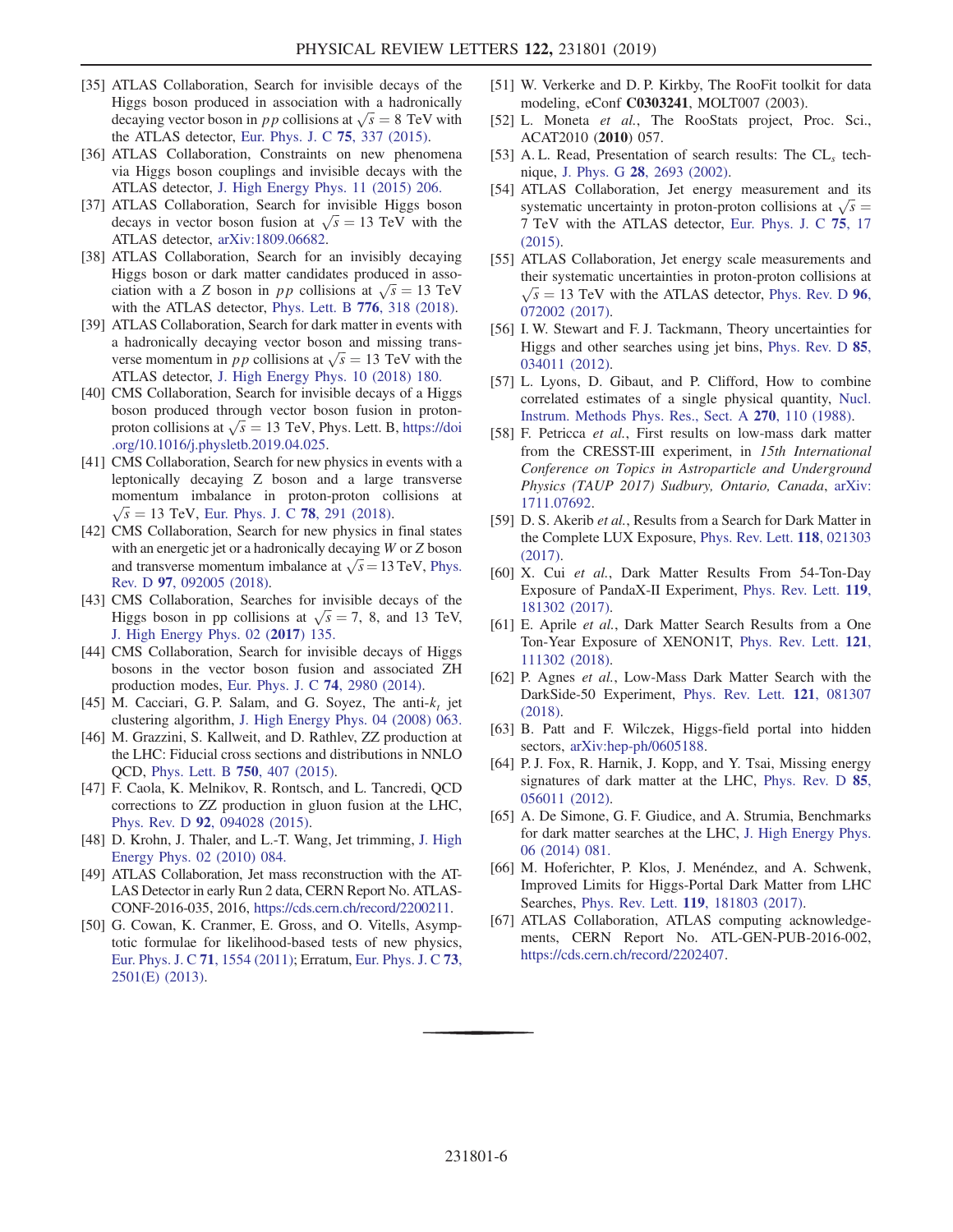[35] ATLAS Collaboration, Search for invisible decays of the Higgs boson produced in association with a hadronically decaying vector boson in $pp$ collisions at $\sqrt{s} = 8$ TeV with the ATLAS detector, Eur. Phys. J. C **75**, 337 (2015).

[36] ATLAS Collaboration, Constraints on new phenomena via Higgs boson couplings and invisible decays with the ATLAS detector, J. High Energy Phys. 11 (2015) 206.

[37] ATLAS Collaboration, Search for invisible Higgs boson decays in vector boson fusion at $\sqrt{s} = 13$ TeV with the ATLAS detector, arXiv:1809.06682.

[38] ATLAS Collaboration, Search for an invisibly decaying Higgs boson or dark matter candidates produced in association with a $Z$ boson in $pp$ collisions at $\sqrt{s} = 13$ TeV with the ATLAS detector, Phys. Lett. B **776**, 318 (2018).

[39] ATLAS Collaboration, Search for dark matter in events with a hadronically decaying vector boson and missing transverse momentum in $pp$ collisions at $\sqrt{s} = 13$ TeV with the ATLAS detector, J. High Energy Phys. 10 (2018) 180.

[40] CMS Collaboration, Search for invisible decays of a Higgs boson produced through vector boson fusion in proton-proton collisions at $\sqrt{s} = 13$ TeV, Phys. Lett. B, https://doi.org/10.1016/j.physletb.2019.04.025.

[41] CMS Collaboration, Search for new physics in events with a leptonically decaying Z boson and a large transverse momentum imbalance in proton-proton collisions at $\sqrt{s} = 13$ TeV, Eur. Phys. J. C **78**, 291 (2018).

[42] CMS Collaboration, Search for new physics in final states with an energetic jet or a hadronically decaying $W$ or $Z$ boson and transverse momentum imbalance at $\sqrt{s} = 13$ TeV, Phys. Rev. D **97**, 092005 (2018).

[43] CMS Collaboration, Searches for invisible decays of the Higgs boson in pp collisions at $\sqrt{s} = 7$, 8, and 13 TeV, J. High Energy Phys. 02 (**2017**) 135.

[44] CMS Collaboration, Search for invisible decays of Higgs bosons in the vector boson fusion and associated ZH production modes, Eur. Phys. J. C **74**, 2980 (2014).

[45] M. Cacciari, G. P. Salam, and G. Soyez, The anti-$k_t$ jet clustering algorithm, J. High Energy Phys. 04 (2008) 063.

[46] M. Grazzini, S. Kallweit, and D. Rathlev, ZZ production at the LHC: Fiducial cross sections and distributions in NNLO QCD, Phys. Lett. B **750**, 407 (2015).

[47] F. Caola, K. Melnikov, R. Rontsch, and L. Tancredi, QCD corrections to ZZ production in gluon fusion at the LHC, Phys. Rev. D **92**, 094028 (2015).

[48] D. Krohn, J. Thaler, and L.-T. Wang, Jet trimming, J. High Energy Phys. 02 (2010) 084.

[49] ATLAS Collaboration, Jet mass reconstruction with the ATLAS Detector in early Run 2 data, CERN Report No. ATLAS-CONF-2016-035, 2016, https://cds.cern.ch/record/2200211.

[50] G. Cowan, K. Cranmer, E. Gross, and O. Vitells, Asymptotic formulae for likelihood-based tests of new physics, Eur. Phys. J. C **71**, 1554 (2011); Erratum, Eur. Phys. J. C **73**, 2501(E) (2013).

[51] W. Verkerke and D. P. Kirkby, The RooFit toolkit for data modeling, eConf **C0303241**, MOLT007 (2003).

[52] L. Moneta *et al.*, The RooStats project, Proc. Sci., ACAT2010 (**2010**) 057.

[53] A. L. Read, Presentation of search results: The CL$_s$ technique, J. Phys. G **28**, 2693 (2002).

[54] ATLAS Collaboration, Jet energy measurement and its systematic uncertainty in proton-proton collisions at $\sqrt{s} = 7$ TeV with the ATLAS detector, Eur. Phys. J. C **75**, 17 (2015).

[55] ATLAS Collaboration, Jet energy scale measurements and their systematic uncertainties in proton-proton collisions at $\sqrt{s} = 13$ TeV with the ATLAS detector, Phys. Rev. D **96**, 072002 (2017).

[56] I. W. Stewart and F. J. Tackmann, Theory uncertainties for Higgs and other searches using jet bins, Phys. Rev. D **85**, 034011 (2012).

[57] L. Lyons, D. Gibaut, and P. Clifford, How to combine correlated estimates of a single physical quantity, Nucl. Instrum. Methods Phys. Res., Sect. A **270**, 110 (1988).

[58] F. Petricca *et al.*, First results on low-mass dark matter from the CRESST-III experiment, in *15th International Conference on Topics in Astroparticle and Underground Physics (TAUP 2017) Sudbury, Ontario, Canada*, arXiv:1711.07692.

[59] D. S. Akerib *et al.*, Results from a Search for Dark Matter in the Complete LUX Exposure, Phys. Rev. Lett. **118**, 021303 (2017).

[60] X. Cui *et al.*, Dark Matter Results From 54-Ton-Day Exposure of PandaX-II Experiment, Phys. Rev. Lett. **119**, 181302 (2017).

[61] E. Aprile *et al.*, Dark Matter Search Results from a One Ton-Year Exposure of XENON1T, Phys. Rev. Lett. **121**, 111302 (2018).

[62] P. Agnes *et al.*, Low-Mass Dark Matter Search with the DarkSide-50 Experiment, Phys. Rev. Lett. **121**, 081307 (2018).

[63] B. Patt and F. Wilczek, Higgs-field portal into hidden sectors, arXiv:hep-ph/0605188.

[64] P. J. Fox, R. Harnik, J. Kopp, and Y. Tsai, Missing energy signatures of dark matter at the LHC, Phys. Rev. D **85**, 056011 (2012).

[65] A. De Simone, G. F. Giudice, and A. Strumia, Benchmarks for dark matter searches at the LHC, J. High Energy Phys. 06 (2014) 081.

[66] M. Hoferichter, P. Klos, J. Menéndez, and A. Schwenk, Improved Limits for Higgs-Portal Dark Matter from LHC Searches, Phys. Rev. Lett. **119**, 181803 (2017).

[67] ATLAS Collaboration, ATLAS computing acknowledgements, CERN Report No. ATL-GEN-PUB-2016-002, https://cds.cern.ch/record/2202407.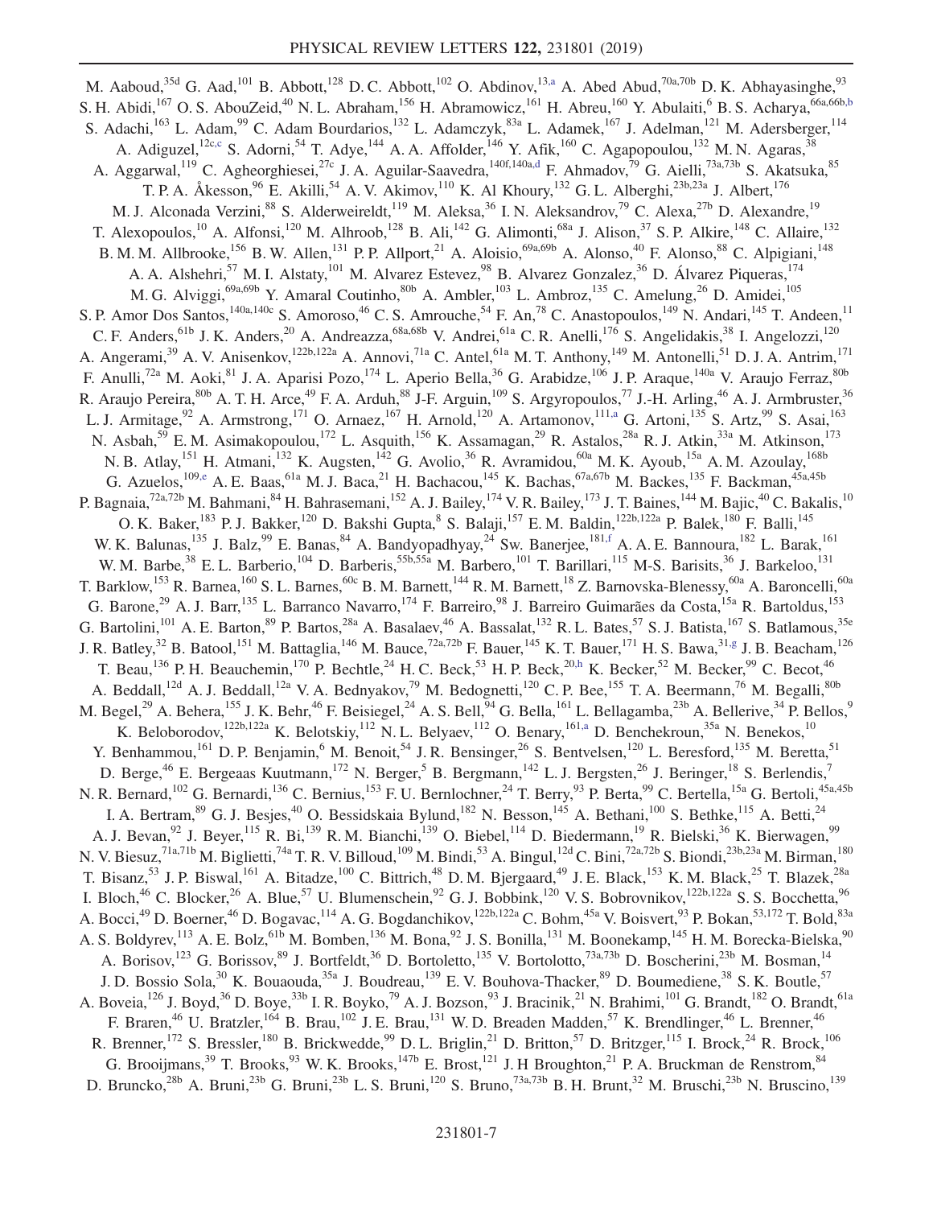M. Aaboud,[35d] G. Aad,[101] B. Abbott,[128] D. C. Abbott,[102] O. Abdinov,[13,a] A. Abed Abud,[70a,70b] D. K. Abhayasinghe,[93] S. H. Abidi,[167] O. S. AbouZeid,[40] N. L. Abraham,[156] H. Abramowicz,[161] H. Abreu,[160] Y. Abulaiti,[6] B. S. Acharya,[66a,66b,b] S. Adachi,[163] L. Adam,[99] C. Adam Bourdarios,[132] L. Adamczyk,[83a] L. Adamek,[167] J. Adelman,[121] M. Adersberger,[114] A. Adiguzel,[12c,c] S. Adorni,[54] T. Adye,[144] A. A. Affolder,[146] Y. Afik,[160] C. Agapopoulou,[132] M. N. Agaras,[38] A. Aggarwal,[119] C. Agheorghiesei,[27c] J. A. Aguilar-Saavedra,[140f,140a,d] F. Ahmadov,[79] G. Aielli,[73a,73b] S. Akatsuka,[85] T. P. A. Åkesson,[96] E. Akilli,[54] A. V. Akimov,[110] K. Al Khoury,[132] G. L. Alberghi,[23b,23a] J. Albert,[176] M. J. Alconada Verzini,[88] S. Alderweireldt,[119] M. Aleksa,[36] I. N. Aleksandrov,[79] C. Alexa,[27b] D. Alexandre,[19] T. Alexopoulos,[10] A. Alfonsi,[120] M. Alhroob,[128] B. Ali,[142] G. Alimonti,[68a] J. Alison,[37] S. P. Alkire,[148] C. Allaire,[132] B. M. M. Allbrooke,[156] B. W. Allen,[131] P. P. Allport,[21] A. Aloisio,[69a,69b] A. Alonso,[40] F. Alonso,[88] C. Alpigiani,[148] A. A. Alshehri,[57] M. I. Alstaty,[101] M. Alvarez Estevez,[98] B. Alvarez Gonzalez,[36] D. Álvarez Piqueras,[174] M. G. Alviggi,[69a,69b] Y. Amaral Coutinho,[80b] A. Ambler,[103] L. Ambroz,[135] C. Amelung,[26] D. Amidei,[105] S. P. Amor Dos Santos,[140a,140c] S. Amoroso,[46] C. S. Amrouche,[54] F. An,[78] C. Anastopoulos,[149] N. Andari,[145] T. Andeen,[11] C. F. Anders,[61b] J. K. Anders,[20] A. Andreazza,[68a,68b] V. Andrei,[61a] C. R. Anelli,[176] S. Angelidakis,[38] I. Angelozzi,[120] A. Angerami,[39] A. V. Anisenkov,[122b,122a] A. Annovi,[71a] C. Antel,[61a] M. T. Anthony,[149] M. Antonelli,[51] D. J. A. Antrim,[171] F. Anulli,[72a] M. Aoki,[81] J. A. Aparisi Pozo,[174] L. Aperio Bella,[36] G. Arabidze,[106] J. P. Araque,[140a] V. Araujo Ferraz,[80b] R. Araujo Pereira,[80b] A. T. H. Arce,[49] F. A. Arduh,[88] J-F. Arguin,[109] S. Argyropoulos,[77] J.-H. Arling,[46] A. J. Armbruster,[36] L. J. Armitage,[92] A. Armstrong,[171] O. Arnaez,[167] H. Arnold,[120] A. Artamonov,[111,a] G. Artoni,[135] S. Artz,[99] S. Asai,[163] N. Asbah,[59] E. M. Asimakopoulou,[172] L. Asquith,[156] K. Assamagan,[29] R. Astalos,[28a] R. J. Atkin,[33a] M. Atkinson,[173] N. B. Atlay,[151] H. Atmani,[132] K. Augsten,[142] G. Avolio,[36] R. Avramidou,[60a] M. K. Ayoub,[15a] A. M. Azoulay,[168b] G. Azuelos,[109,e] A. E. Baas,[61a] M. J. Baca,[21] H. Bachacou,[145] K. Bachas,[67a,67b] M. Backes,[135] F. Backman,[45a,45b] P. Bagnaia,[72a,72b] M. Bahmani,[84] H. Bahrasemani,[152] A. J. Bailey,[174] V. R. Bailey,[173] J. T. Baines,[144] M. Bajic,[40] C. Bakalis,[10] O. K. Baker,[183] P. J. Bakker,[120] D. Bakshi Gupta,[8] S. Balaji,[157] E. M. Baldin,[122b,122a] P. Balek,[180] F. Balli,[145] W. K. Balunas,[135] J. Balz,[99] E. Banas,[84] A. Bandyopadhyay,[24] Sw. Banerjee,[181,f] A. A. E. Bannoura,[182] L. Barak,[161] W. M. Barbe,[38] E. L. Barberio,[104] D. Barberis,[55b,55a] M. Barbero,[101] T. Barillari,[115] M-S. Barisits,[36] J. Barkeloo,[131] T. Barklow,[153] R. Barnea,[160] S. L. Barnes,[60c] B. M. Barnett,[144] R. M. Barnett,[18] Z. Barnovska-Blenessy,[60a] A. Baroncelli,[60a] G. Barone,[29] A. J. Barr,[135] L. Barranco Navarro,[174] F. Barreiro,[98] J. Barreiro Guimarães da Costa,[15a] R. Bartoldus,[153] G. Bartolini,[101] A. E. Barton,[89] P. Bartos,[28a] A. Basalaev,[46] A. Bassalat,[132] R. L. Bates,[57] S. J. Batista,[167] S. Batlamous,[35e] J. R. Batley,[32] B. Batool,[151] M. Battaglia,[146] M. Bauce,[72a,72b] F. Bauer,[145] K. T. Bauer,[171] H. S. Bawa,[31,g] J. B. Beacham,[126] T. Beau,[136] P. H. Beauchemin,[170] P. Bechtle,[24] H. C. Beck,[53] H. P. Beck,[20,h] K. Becker,[52] M. Becker,[99] C. Becot,[46] A. Beddall,[12d] A. J. Beddall,[12a] V. A. Bednyakov,[79] M. Bedognetti,[120] C. P. Bee,[155] T. A. Beermann,[76] M. Begalli,[80b] M. Begel,[29] A. Behera,[155] J. K. Behr,[46] F. Beisiegel,[24] A. S. Bell,[94] G. Bella,[161] L. Bellagamba,[23b] A. Bellerive,[34] P. Bellos,[9] K. Beloborodov,[122b,122a] K. Belotskiy,[112] N. L. Belyaev,[112] O. Benary,[161,a] D. Benchekroun,[35a] N. Benekos,[10] Y. Benhammou,[161] D. P. Benjamin,[6] M. Benoit,[54] J. R. Bensinger,[26] S. Bentvelsen,[120] L. Beresford,[135] M. Beretta,[51] D. Berge,[46] E. Bergeaas Kuutmann,[172] N. Berger,[5] B. Bergmann,[142] L. J. Bergsten,[26] J. Beringer,[18] S. Berlendis,[7] N. R. Bernard,[102] G. Bernardi,[136] C. Bernius,[153] F. U. Bernlochner,[24] T. Berry,[93] P. Berta,[99] C. Bertella,[15a] G. Bertoli,[45a,45b] I. A. Bertram,[89] G. J. Besjes,[40] O. Bessidskaia Bylund,[182] N. Besson,[145] A. Bethani,[100] S. Bethke,[115] A. Betti,[24] A. J. Bevan,[92] J. Beyer,[115] R. Bi,[139] R. M. Bianchi,[139] O. Biebel,[114] D. Biedermann,[19] R. Bielski,[36] K. Bierwagen,[99] N. V. Biesuz,[71a,71b] M. Biglietti,[74a] T. R. V. Billoud,[109] M. Bindi,[53] A. Bingul,[12d] C. Bini,[72a,72b] S. Biondi,[23b,23a] M. Birman,[180] T. Bisanz,[53] J. P. Biswal,[161] A. Bitadze,[100] C. Bittrich,[48] D. M. Bjergaard,[49] J. E. Black,[153] K. M. Black,[25] T. Blazek,[28a] I. Bloch,[46] C. Blocker,[26] A. Blue,[57] U. Blumenschein,[92] G. J. Bobbink,[120] V. S. Bobrovnikov,[122b,122a] S. S. Bocchetta,[96] A. Bocci,[49] D. Boerner,[46] D. Bogavac,[114] A. G. Bogdanchikov,[122b,122a] C. Bohm,[45a] V. Boisvert,[93] P. Bokan,[53,172] T. Bold,[83a] A. S. Boldyrev,[113] A. E. Bolz,[61b] M. Bomben,[136] M. Bona,[92] J. S. Bonilla,[131] M. Boonekamp,[145] H. M. Borecka-Bielska,[90] A. Borisov,[123] G. Borissov,[89] J. Bortfeldt,[36] D. Bortoletto,[135] V. Bortolotto,[73a,73b] D. Boscherini,[23b] M. Bosman,[14] J. D. Bossio Sola,[30] K. Bouaouda,[35a] J. Boudreau,[139] E. V. Bouhova-Thacker,[89] D. Boumediene,[38] S. K. Boutle,[57] A. Boveia,[126] J. Boyd,[36] D. Boye,[33b] I. R. Boyko,[79] A. J. Bozson,[93] J. Bracinik,[21] N. Brahimi,[101] G. Brandt,[182] O. Brandt,[61a] F. Braren,[46] U. Bratzler,[164] B. Brau,[102] J. E. Brau,[131] W. D. Breaden Madden,[57] K. Brendlinger,[46] L. Brenner,[46] R. Brenner,[172] S. Bressler,[180] B. Brickwedde,[99] D. L. Briglin,[21] D. Britton,[57] D. Britzger,[115] I. Brock,[24] R. Brock,[106] G. Brooijmans,[39] T. Brooks,[93] W. K. Brooks,[147b] E. Brost,[121] J. H Broughton,[21] P. A. Bruckman de Renstrom,[84] D. Bruncko,[28b] A. Bruni,[23b] G. Bruni,[23b] L. S. Bruni,[120] S. Bruno,[73a,73b] B. H. Brunt,[32] M. Bruschi,[23b] N. Bruscino,[139]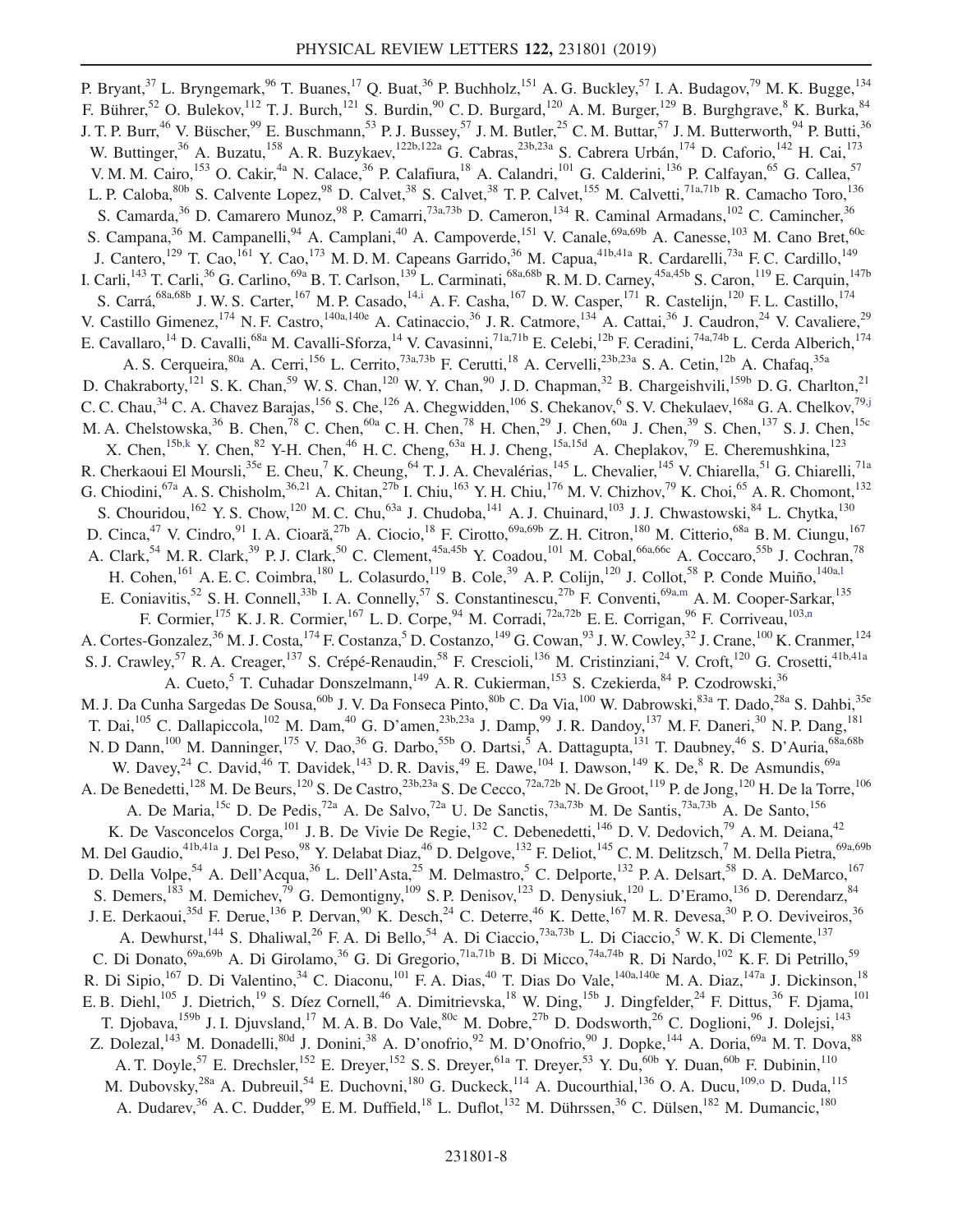P. Bryant,[37] L. Bryngemark,[96] T. Buanes,[17] Q. Buat,[36] P. Buchholz,[151] A. G. Buckley,[57] I. A. Budagov,[79] M. K. Bugge,[134] F. Bührer,[52] O. Bulekov,[112] T. J. Burch,[121] S. Burdin,[90] C. D. Burgard,[120] A. M. Burger,[129] B. Burghgrave,[8] K. Burka,[84] J. T. P. Burr,[46] V. Büscher,[99] E. Buschmann,[53] P. J. Bussey,[57] J. M. Butler,[25] C. M. Buttar,[57] J. M. Butterworth,[94] P. Butti,[36] W. Buttinger,[36] A. Buzatu,[158] A. R. Buzykaev,[122b,122a] G. Cabras,[23b,23a] S. Cabrera Urbán,[174] D. Caforio,[142] H. Cai,[173] V. M. M. Cairo,[153] O. Cakir,[4a] N. Calace,[36] P. Calafiura,[18] A. Calandri,[101] G. Calderini,[136] P. Calfayan,[65] G. Callea,[57] L. P. Caloba,[80b] S. Calvente Lopez,[98] D. Calvet,[38] S. Calvet,[38] T. P. Calvet,[155] M. Calvetti,[71a,71b] R. Camacho Toro,[136] S. Camarda,[36] D. Camarero Munoz,[98] P. Camarri,[73a,73b] D. Cameron,[134] R. Caminal Armadans,[102] C. Camincher,[36] S. Campana,[36] M. Campanelli,[94] A. Camplani,[40] A. Campoverde,[151] V. Canale,[69a,69b] A. Canesse,[103] M. Cano Bret,[60c] J. Cantero,[129] T. Cao,[161] Y. Cao,[173] M. D. M. Capeans Garrido,[36] M. Capua,[41b,41a] R. Cardarelli,[73a] F. C. Cardillo,[149] I. Carli,[143] T. Carli,[36] G. Carlino,[69a] B. T. Carlson,[139] L. Carminati,[68a,68b] R. M. D. Carney,[45a,45b] S. Caron,[119] E. Carquin,[147b] S. Carrá,[68a,68b] J. W. S. Carter,[167] M. P. Casado,[14,i] A. F. Casha,[167] D. W. Casper,[171] R. Castelijn,[120] F. L. Castillo,[174] V. Castillo Gimenez,[174] N. F. Castro,[140a,140e] A. Catinaccio,[36] J. R. Catmore,[134] A. Cattai,[36] J. Caudron,[24] V. Cavaliere,[29] E. Cavallaro,[14] D. Cavalli,[68a] M. Cavalli-Sforza,[14] V. Cavasinni,[71a,71b] E. Celebi,[12b] F. Ceradini,[74a,74b] L. Cerda Alberich,[174] A. S. Cerqueira,[80a] A. Cerri,[156] L. Cerrito,[73a,73b] F. Cerutti,[18] A. Cervelli,[23b,23a] S. A. Cetin,[12b] A. Chafaq,[35a] D. Chakraborty,[121] S. K. Chan,[59] W. S. Chan,[120] W. Y. Chan,[90] J. D. Chapman,[32] B. Chargeishvili,[159b] D. G. Charlton,[21] C. C. Chau,[34] C. A. Chavez Barajas,[156] S. Che,[126] A. Chegwidden,[106] S. Chekanov,[6] S. V. Chekulaev,[168a] G. A. Chelkov,[79,j] M. A. Chelstowska,[36] B. Chen,[78] C. Chen,[60a] C. H. Chen,[78] H. Chen,[29] J. Chen,[60a] J. Chen,[39] S. Chen,[137] S. J. Chen,[15c] X. Chen,[15b,k] Y. Chen,[82] Y-H. Chen,[46] H. C. Cheng,[63a] H. J. Cheng,[15a,15d] A. Cheplakov,[79] E. Cheremushkina,[123] R. Cherkaoui El Moursli,[35e] E. Cheu,[7] K. Cheung,[64] T. J. A. Chevalérias,[145] L. Chevalier,[145] V. Chiarella,[51] G. Chiarelli,[71a] G. Chiodini,[67a] A. S. Chisholm,[36,21] A. Chitan,[27b] I. Chiu,[163] Y. H. Chiu,[176] M. V. Chizhov,[79] K. Choi,[65] A. R. Chomont,[132] S. Chouridou,[162] Y. S. Chow,[120] M. C. Chu,[63a] J. Chudoba,[141] A. J. Chuinard,[103] J. J. Chwastowski,[84] L. Chytka,[130] D. Cinca,[47] V. Cindro,[91] I. A. Cioară,[27b] A. Ciocio,[18] F. Cirotto,[69a,69b] Z. H. Citron,[180] M. Citterio,[68a] B. M. Ciungu,[167] A. Clark,[54] M. R. Clark,[39] P. J. Clark,[50] C. Clement,[45a,45b] Y. Coadou,[101] M. Cobal,[66a,66c] A. Coccaro,[55b] J. Cochran,[78] H. Cohen,[161] A. E. C. Coimbra,[180] L. Colasurdo,[119] B. Cole,[39] A. P. Colijn,[120] J. Collot,[58] P. Conde Muiño,[140a,l] E. Coniavitis,[52] S. H. Connell,[33b] I. A. Connelly,[57] S. Constantinescu,[27b] F. Conventi,[69a,m] A. M. Cooper-Sarkar,[135] F. Cormier,[175] K. J. R. Cormier,[167] L. D. Corpe,[94] M. Corradi,[72a,72b] E. E. Corrigan,[96] F. Corriveau,[103,n] A. Cortes-Gonzalez,[36] M. J. Costa,[174] F. Costanza,[5] D. Costanzo,[149] G. Cowan,[93] J. W. Cowley,[32] J. Crane,[100] K. Cranmer,[124] S. J. Crawley,[57] R. A. Creager,[137] S. Crépé-Renaudin,[58] F. Crescioli,[136] M. Cristinziani,[24] V. Croft,[120] G. Crosetti,[41b,41a] A. Cueto,[5] T. Cuhadar Donszelmann,[149] A. R. Cukierman,[153] S. Czekierda,[84] P. Czodrowski,[36] M. J. Da Cunha Sargedas De Sousa,[60b] J. V. Da Fonseca Pinto,[80b] C. Da Via,[100] W. Dabrowski,[83a] T. Dado,[28a] S. Dahbi,[35e] T. Dai,[105] C. Dallapiccola,[102] M. Dam,[40] G. D'amen,[23b,23a] J. Damp,[99] J. R. Dandoy,[137] M. F. Daneri,[30] N. P. Dang,[181] N. D Dann,[100] M. Danninger,[175] V. Dao,[36] G. Darbo,[55b] O. Dartsi,[5] A. Dattagupta,[131] T. Daubney,[46] S. D'Auria,[68a,68b] W. Davey,[24] C. David,[46] T. Davidek,[143] D. R. Davis,[49] E. Dawe,[104] I. Dawson,[149] K. De,[8] R. De Asmundis,[69a] A. De Benedetti,[128] M. De Beurs,[120] S. De Castro,[23b,23a] S. De Cecco,[72a,72b] N. De Groot,[119] P. de Jong,[120] H. De la Torre,[106] A. De Maria,[15c] D. De Pedis,[72a] A. De Salvo,[72a] U. De Sanctis,[73a,73b] M. De Santis,[73a,73b] A. De Santo,[156] K. De Vasconcelos Corga,[101] J. B. De Vivie De Regie,[132] C. Debenedetti,[146] D. V. Dedovich,[79] A. M. Deiana,[42] M. Del Gaudio,[41b,41a] J. Del Peso,[98] Y. Delabat Diaz,[46] D. Delgove,[132] F. Deliot,[145] C. M. Delitzsch,[7] M. Della Pietra,[69a,69b] D. Della Volpe,[54] A. Dell'Acqua,[36] L. Dell'Asta,[25] M. Delmastro,[5] C. Delporte,[132] P. A. Delsart,[58] D. A. DeMarco,[167] S. Demers,[183] M. Demichev,[79] G. Demontigny,[109] S. P. Denisov,[123] D. Denysiuk,[120] L. D'Eramo,[136] D. Derendarz,[84] J. E. Derkaoui,[35d] F. Derue,[136] P. Dervan,[90] K. Desch,[24] C. Deterre,[46] K. Dette,[167] M. R. Devesa,[30] P. O. Deviveiros,[36] A. Dewhurst,[144] S. Dhaliwal,[26] F. A. Di Bello,[54] A. Di Ciaccio,[73a,73b] L. Di Ciaccio,[5] W. K. Di Clemente,[137] C. Di Donato,[69a,69b] A. Di Girolamo,[36] G. Di Gregorio,[71a,71b] B. Di Micco,[74a,74b] R. Di Nardo,[102] K. F. Di Petrillo,[59] R. Di Sipio,[167] D. Di Valentino,[34] C. Diaconu,[101] F. A. Dias,[40] T. Dias Do Vale,[140a,140e] M. A. Diaz,[147a] J. Dickinson,[18] E. B. Diehl,[105] J. Dietrich,[19] S. Díez Cornell,[46] A. Dimitrievska,[18] W. Ding,[15b] J. Dingfelder,[24] F. Dittus,[36] F. Djama,[101] T. Djobava,[159b] J. I. Djuvsland,[17] M. A. B. Do Vale,[80c] M. Dobre,[27b] D. Dodsworth,[26] C. Doglioni,[96] J. Dolejsi,[143] Z. Dolezal,[143] M. Donadelli,[80d] J. Donini,[38] A. D'onofrio,[92] M. D'Onofrio,[90] J. Dopke,[144] A. Doria,[69a] M. T. Dova,[88] A. T. Doyle,[57] E. Drechsler,[152] E. Dreyer,[152] S. S. Dreyer,[61a] T. Dreyer,[53] Y. Du,[60b] Y. Duan,[60b] F. Dubinin,[110] M. Dubovsky,[28a] A. Dubreuil,[54] E. Duchovni,[180] G. Duckeck,[114] A. Ducourthial,[136] O. A. Ducu,[109,o] D. Duda,[115] A. Dudarev,[36] A. C. Dudder,[99] E. M. Duffield,[18] L. Duflot,[132] M. Dührssen,[36] C. Dülsen,[182] M. Dumancic,[180]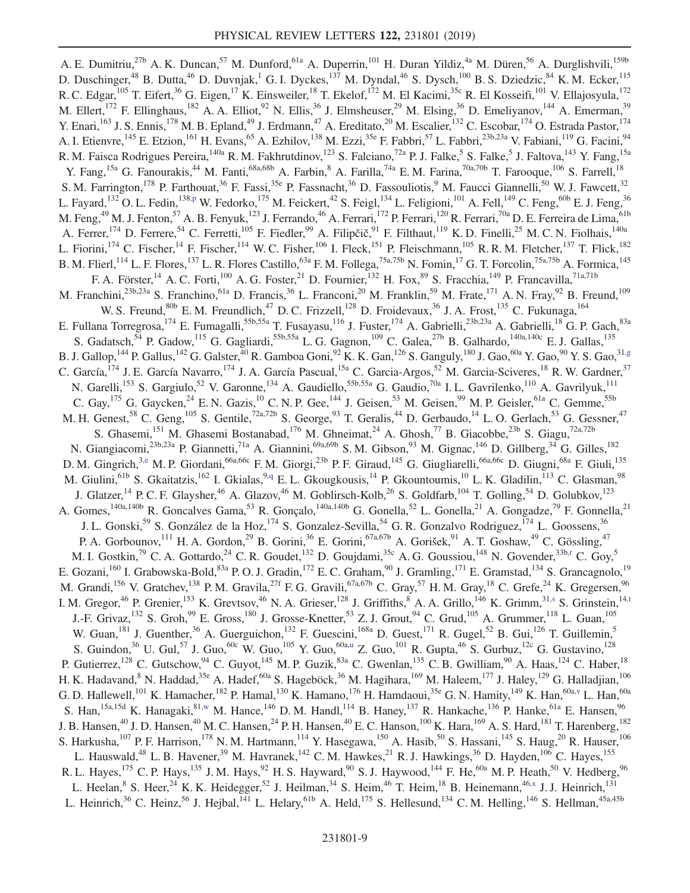A. E. Dumitriu,[27b] A. K. Duncan,[57] M. Dunford,[61a] A. Duperrin,[101] H. Duran Yildiz,[4a] M. Düren,[56] A. Durglishvili,[159b] D. Duschinger,[48] B. Dutta,[46] D. Duvnjak,[1] G. I. Dyckes,[137] M. Dyndal,[46] S. Dysch,[100] B. S. Dziedzic,[84] K. M. Ecker,[115] R. C. Edgar,[105] T. Eifert,[36] G. Eigen,[17] K. Einsweiler,[18] T. Ekelof,[172] M. El Kacimi,[35c] R. El Kosseifi,[101] V. Ellajosyula,[172] M. Ellert,[172] F. Ellinghaus,[182] A. A. Elliot,[92] N. Ellis,[36] J. Elmsheuser,[29] M. Elsing,[36] D. Emeliyanov,[144] A. Emerman,[39] Y. Enari,[163] J. S. Ennis,[178] M. B. Epland,[49] J. Erdmann,[47] A. Ereditato,[20] M. Escalier,[132] C. Escobar,[174] O. Estrada Pastor,[174] A. I. Etienvre,[145] E. Etzion,[161] H. Evans,[65] A. Ezhilov,[138] M. Ezzi,[35e] F. Fabbri,[57] L. Fabbri,[23b,23a] V. Fabiani,[119] G. Facini,[94] R. M. Faisca Rodrigues Pereira,[140a] R. M. Fakhrutdinov,[123] S. Falciano,[72a] P. J. Falke,[5] S. Falke,[5] J. Faltova,[143] Y. Fang,[15a] Y. Fang,[15a] G. Fanourakis,[44] M. Fanti,[68a,68b] A. Farbin,[8] A. Farilla,[74a] E. M. Farina,[70a,70b] T. Farooque,[106] S. Farrell,[18] S. M. Farrington,[178] P. Farthouat,[36] F. Fassi,[35e] P. Fassnacht,[36] D. Fassouliotis,[9] M. Faucci Giannelli,[50] W. J. Fawcett,[32] L. Fayard,[132] O. L. Fedin,[138,p] W. Fedorko,[175] M. Feickert,[42] S. Feigl,[134] L. Feligioni,[101] A. Fell,[149] C. Feng,[60b] E. J. Feng,[36] M. Feng,[49] M. J. Fenton,[57] A. B. Fenyuk,[123] J. Ferrando,[46] A. Ferrari,[172] P. Ferrari,[120] R. Ferrari,[70a] D. E. Ferreira de Lima,[61b] A. Ferrer,[174] D. Ferrere,[54] C. Ferretti,[105] F. Fiedler,[99] A. Filipčič,[91] F. Filthaut,[119] K. D. Finelli,[25] M. C. N. Fiolhais,[140a] L. Fiorini,[174] C. Fischer,[14] F. Fischer,[114] W. C. Fisher,[106] I. Fleck,[151] P. Fleischmann,[105] R. R. M. Fletcher,[137] T. Flick,[182] B. M. Flierl,[114] L. F. Flores,[137] L. R. Flores Castillo,[63a] F. M. Follega,[75a,75b] N. Fomin,[17] G. T. Forcolin,[75a,75b] A. Formica,[145] F. A. Förster,[14] A. C. Forti,[100] A. G. Foster,[21] D. Fournier,[132] H. Fox,[89] S. Fracchia,[149] P. Francavilla,[71a,71b] M. Franchini,[23b,23a] S. Franchino,[61a] D. Francis,[36] L. Franconi,[20] M. Franklin,[59] M. Frate,[171] A. N. Fray,[92] B. Freund,[109] W. S. Freund,[80b] E. M. Freundlich,[47] D. C. Frizzell,[128] D. Froidevaux,[36] J. A. Frost,[135] C. Fukunaga,[164] E. Fullana Torregrosa,[174] E. Fumagalli,[55b,55a] T. Fusayasu,[116] J. Fuster,[174] A. Gabrielli,[23b,23a] A. Gabrielli,[18] G. P. Gach,[83a] S. Gadatsch,[54] P. Gadow,[115] G. Gagliardi,[55b,55a] L. G. Gagnon,[109] C. Galea,[27b] B. Galhardo,[140a,140c] E. J. Gallas,[135] B. J. Gallop,[144] P. Gallus,[142] G. Galster,[40] R. Gamboa Goni,[92] K. K. Gan,[126] S. Ganguly,[180] J. Gao,[60a] Y. Gao,[90] Y. S. Gao,[31,g] C. García,[174] J. E. García Navarro,[174] J. A. García Pascual,[15a] C. Garcia-Argos,[52] M. Garcia-Sciveres,[18] R. W. Gardner,[37] N. Garelli,[153] S. Gargiulo,[52] V. Garonne,[134] A. Gaudiello,[55b,55a] G. Gaudio,[70a] I. L. Gavrilenko,[110] A. Gavrilyuk,[111] C. Gay,[175] G. Gaycken,[24] E. N. Gazis,[10] C. N. P. Gee,[144] J. Geisen,[53] M. Geisen,[99] M. P. Geisler,[61a] C. Gemme,[55b] M. H. Genest,[58] C. Geng,[105] S. Gentile,[72a,72b] S. George,[93] T. Geralis,[44] D. Gerbaudo,[14] L. O. Gerlach,[53] G. Gessner,[47] S. Ghasemi,[151] M. Ghasemi Bostanabad,[176] M. Ghneimat,[24] A. Ghosh,[77] B. Giacobbe,[23b] S. Giagu,[72a,72b] N. Giangiacomi,[23b,23a] P. Giannetti,[71a] A. Giannini,[69a,69b] S. M. Gibson,[93] M. Gignac,[146] D. Gillberg,[34] G. Gilles,[182] D. M. Gingrich,[3,e] M. P. Giordani,[66a,66c] F. M. Giorgi,[23b] P. F. Giraud,[145] G. Giugliarelli,[66a,66c] D. Giugni,[68a] F. Giuli,[135] M. Giulini,[61b] S. Gkaitatzis,[162] I. Gkialas,[9,q] E. L. Gkougkousis,[14] P. Gkountoumis,[10] L. K. Gladilin,[113] C. Glasman,[98] J. Glatzer,[14] P. C. F. Glaysher,[46] A. Glazov,[46] M. Goblirsch-Kolb,[26] S. Goldfarb,[104] T. Golling,[54] D. Golubkov,[123] A. Gomes,[140a,140b] R. Goncalves Gama,[53] R. Gonçalo,[140a,140b] G. Gonella,[52] L. Gonella,[21] A. Gongadze,[79] F. Gonnella,[21] J. L. Gonski,[59] S. González de la Hoz,[174] S. Gonzalez-Sevilla,[54] G. R. Gonzalvo Rodriguez,[174] L. Goossens,[36] P. A. Gorbounov,[111] H. A. Gordon,[29] B. Gorini,[36] E. Gorini,[67a,67b] A. Gorišek,[91] A. T. Goshaw,[49] C. Gössling,[47] M. I. Gostkin,[79] C. A. Gottardo,[24] C. R. Goudet,[132] D. Goujdami,[35c] A. G. Goussiou,[148] N. Govender,[33b,r] C. Goy,[5] E. Gozani,[160] I. Grabowska-Bold,[83a] P. O. J. Gradin,[172] E. C. Graham,[90] J. Gramling,[171] E. Gramstad,[134] S. Grancagnolo,[19] M. Grandi,[156] V. Gratchev,[138] P. M. Gravila,[27f] F. G. Gravili,[67a,67b] C. Gray,[57] H. M. Gray,[18] C. Grefe,[24] K. Gregersen,[96] I. M. Gregor,[46] P. Grenier,[153] K. Grevtsov,[46] N. A. Grieser,[128] J. Griffiths,[8] A. A. Grillo,[146] K. Grimm,[31,s] S. Grinstein,[14,t] J.-F. Grivaz,[132] S. Groh,[99] E. Gross,[180] J. Grosse-Knetter,[53] Z. J. Grout,[94] C. Grud,[105] A. Grummer,[118] L. Guan,[105] W. Guan,[181] J. Guenther,[36] A. Guerguichon,[132] F. Guescini,[168a] D. Guest,[171] R. Gugel,[52] B. Gui,[126] T. Guillemin,[5] S. Guindon,[36] U. Gul,[57] J. Guo,[60c] W. Guo,[105] Y. Guo,[60a,u] Z. Guo,[101] R. Gupta,[46] S. Gurbuz,[12c] G. Gustavino,[128] P. Gutierrez,[128] C. Gutschow,[94] C. Guyot,[145] M. P. Guzik,[83a] C. Gwenlan,[135] C. B. Gwilliam,[90] A. Haas,[124] C. Haber,[18] H. K. Hadavand,[8] N. Haddad,[35e] A. Hadef,[60a] S. Hageböck,[36] M. Hagihara,[169] M. Haleem,[177] J. Haley,[129] G. Halladjian,[106] G. D. Hallewell,[101] K. Hamacher,[182] P. Hamal,[130] K. Hamano,[176] H. Hamdaoui,[35e] G. N. Hamity,[149] K. Han,[60a,v] L. Han,[60a] S. Han,[15a,15d] K. Hanagaki,[81,w] M. Hance,[146] D. M. Handl,[114] B. Haney,[137] R. Hankache,[136] P. Hanke,[61a] E. Hansen,[96] J. B. Hansen,[40] J. D. Hansen,[40] M. C. Hansen,[24] P. H. Hansen,[40] E. C. Hanson,[100] K. Hara,[169] A. S. Hard,[181] T. Harenberg,[182] S. Harkusha,[107] P. F. Harrison,[178] N. M. Hartmann,[114] Y. Hasegawa,[150] A. Hasib,[50] S. Hassani,[145] S. Haug,[20] R. Hauser,[106] L. Hauswald,[48] L. B. Havener,[39] M. Havranek,[142] C. M. Hawkes,[21] R. J. Hawkings,[36] D. Hayden,[106] C. Hayes,[155] R. L. Hayes,[175] C. P. Hays,[135] J. M. Hays,[92] H. S. Hayward,[90] S. J. Haywood,[144] F. He,[60a] M. P. Heath,[50] V. Hedberg,[96] L. Heelan,[8] S. Heer,[24] K. K. Heidegger,[52] J. Heilman,[34] S. Heim,[46] T. Heim,[18] B. Heinemann,[46,x] J. J. Heinrich,[131] L. Heinrich,[36] C. Heinz,[56] J. Hejbal,[141] L. Helary,[61b] A. Held,[175] S. Hellesund,[134] C. M. Helling,[146] S. Hellman,[45a,45b]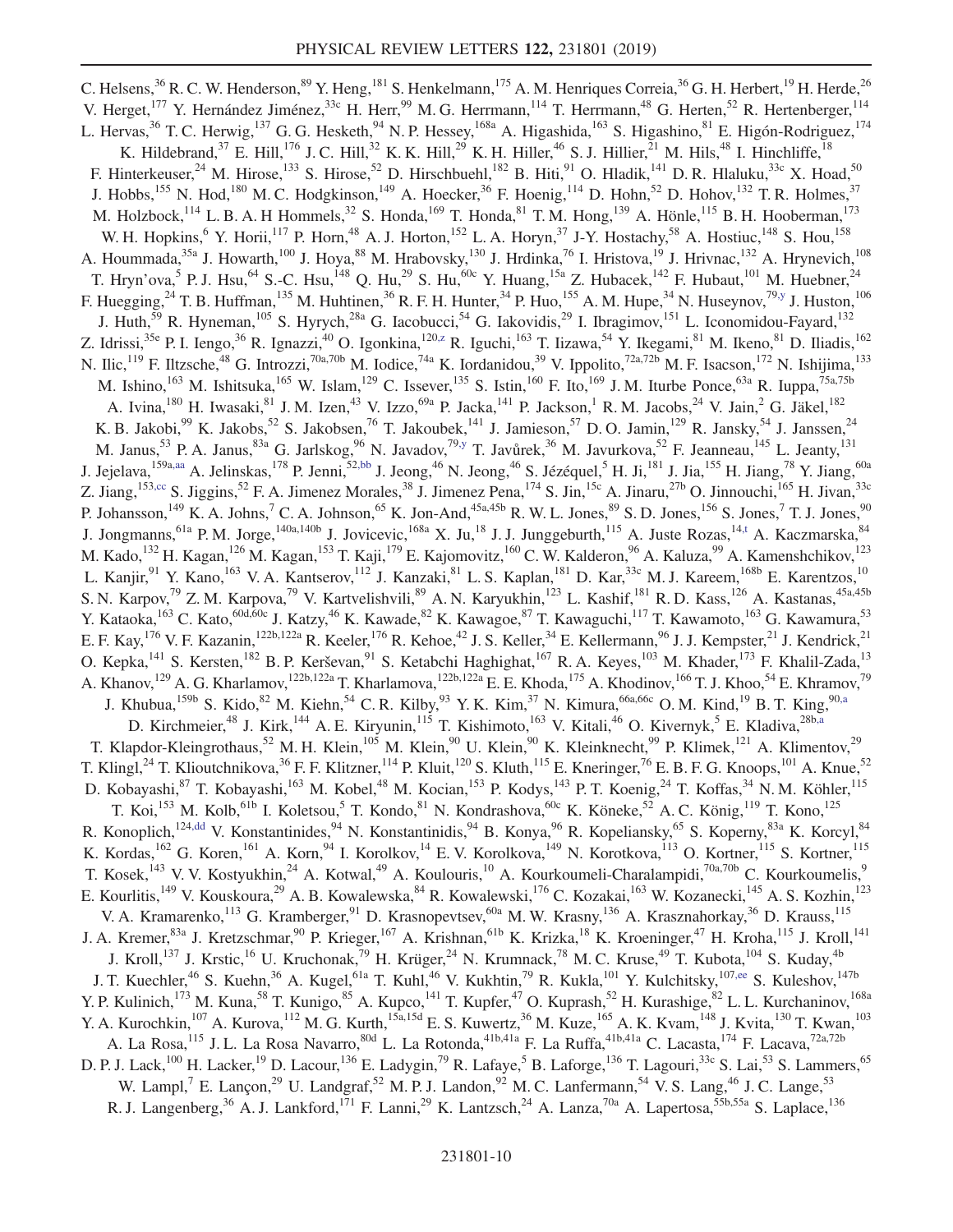C. Helsens,[36] R. C. W. Henderson,[89] Y. Heng,[181] S. Henkelmann,[175] A. M. Henriques Correia,[36] G. H. Herbert,[19] H. Herde,[26] V. Herget,[177] Y. Hernández Jiménez,[33c] H. Herr,[99] M. G. Herrmann,[114] T. Herrmann,[48] G. Herten,[52] R. Hertenberger,[114] L. Hervas,[36] T. C. Herwig,[137] G. G. Hesketh,[94] N. P. Hessey,[168a] A. Higashida,[163] S. Higashino,[81] E. Higón-Rodriguez,[174] K. Hildebrand,[37] E. Hill,[176] J. C. Hill,[32] K. K. Hill,[29] K. H. Hiller,[46] S. J. Hillier,[21] M. Hils,[48] I. Hinchliffe,[18] F. Hinterkeuser,[24] M. Hirose,[133] S. Hirose,[52] D. Hirschbuehl,[182] B. Hiti,[91] O. Hladik,[141] D. R. Hlaluku,[33c] X. Hoad,[50] J. Hobbs,[155] N. Hod,[180] M. C. Hodgkinson,[149] A. Hoecker,[36] F. Hoenig,[114] D. Hohn,[52] D. Hohov,[132] T. R. Holmes,[37] M. Holzbock,[114] L. B. A. H Hommels,[32] S. Honda,[169] T. Honda,[81] T. M. Hong,[139] A. Hönle,[115] B. H. Hooberman,[173] W. H. Hopkins,[6] Y. Horii,[117] P. Horn,[48] A. J. Horton,[152] L. A. Horyn,[37] J-Y. Hostachy,[58] A. Hostiuc,[148] S. Hou,[158] A. Hoummada,[35a] J. Howarth,[100] J. Hoya,[88] M. Hrabovsky,[130] J. Hrdinka,[76] I. Hristova,[19] J. Hrivnac,[132] A. Hrynevich,[108] T. Hryn'ova,[5] P. J. Hsu,[64] S.-C. Hsu,[148] Q. Hu,[29] S. Hu,[60c] Y. Huang,[15a] Z. Hubacek,[142] F. Hubaut,[101] M. Huebner,[24] F. Huegging,[24] T. B. Huffman,[135] M. Huhtinen,[36] R. F. H. Hunter,[34] P. Huo,[155] A. M. Hupe,[34] N. Huseynov,[79,y] J. Huston,[106] J. Huth,[59] R. Hyneman,[105] S. Hyrych,[28a] G. Iacobucci,[54] G. Iakovidis,[29] I. Ibragimov,[151] L. Iconomidou-Fayard,[132] Z. Idrissi,[35e] P. I. Iengo,[36] R. Ignazzi,[40] O. Igonkina,[120,z] R. Iguchi,[163] T. Iizawa,[54] Y. Ikegami,[81] M. Ikeno,[81] D. Iliadis,[162] N. Ilic,[119] F. Iltzsche,[48] G. Introzzi,[70a,70b] M. Iodice,[74a] K. Iordanidou,[39] V. Ippolito,[72a,72b] M. F. Isacson,[172] N. Ishijima,[133] M. Ishino,[163] M. Ishitsuka,[165] W. Islam,[129] C. Issever,[135] S. Istin,[160] F. Ito,[169] J. M. Iturbe Ponce,[63a] R. Iuppa,[75a,75b] A. Ivina,[180] H. Iwasaki,[81] J. M. Izen,[43] V. Izzo,[69a] P. Jacka,[141] P. Jackson,[1] R. M. Jacobs,[24] V. Jain,[2] G. Jäkel,[182] K. B. Jakobi,[99] K. Jakobs,[52] S. Jakobsen,[76] T. Jakoubek,[141] J. Jamieson,[57] D. O. Jamin,[129] R. Jansky,[54] J. Janssen,[24] M. Janus,[53] P. A. Janus,[83a] G. Jarlskog,[96] N. Javadov,[79,y] T. Javůrek,[36] M. Javurkova,[52] F. Jeanneau,[145] L. Jeanty,[131] J. Jejelava,[159a,aa] A. Jelinskas,[178] P. Jenni,[52,bb] J. Jeong,[46] N. Jeong,[46] S. Jézéquel,[5] H. Ji,[181] J. Jia,[155] H. Jiang,[78] Y. Jiang,[60a] Z. Jiang,[153,cc] S. Jiggins,[52] F. A. Jimenez Morales,[38] J. Jimenez Pena,[174] S. Jin,[15c] A. Jinaru,[27b] O. Jinnouchi,[165] H. Jivan,[33c] P. Johansson,[149] K. A. Johns,[7] C. A. Johnson,[65] K. Jon-And,[45a,45b] R. W. L. Jones,[89] S. D. Jones,[156] S. Jones,[7] T. J. Jones,[90] J. Jongmanns,[61a] P. M. Jorge,[140a,140b] J. Jovicevic,[168a] X. Ju,[18] J. J. Junggeburth,[115] A. Juste Rozas,[14,t] A. Kaczmarska,[84] M. Kado,[132] H. Kagan,[126] M. Kagan,[153] T. Kaji,[179] E. Kajomovitz,[160] C. W. Kalderon,[96] A. Kaluza,[99] A. Kamenshchikov,[123] L. Kanjir,[91] Y. Kano,[163] V. A. Kantserov,[112] J. Kanzaki,[81] L. S. Kaplan,[181] D. Kar,[33c] M. J. Kareem,[168b] E. Karentzos,[10] S. N. Karpov,[79] Z. M. Karpova,[79] V. Kartvelishvili,[89] A. N. Karyukhin,[123] L. Kashif,[181] R. D. Kass,[126] A. Kastanas,[45a,45b] Y. Kataoka,[163] C. Kato,[60d,60c] J. Katzy,[46] K. Kawade,[82] K. Kawagoe,[87] T. Kawaguchi,[117] T. Kawamoto,[163] G. Kawamura,[53] E. F. Kay,[176] V. F. Kazanin,[122b,122a] R. Keeler,[176] R. Kehoe,[42] J. S. Keller,[34] E. Kellermann,[96] J. J. Kempster,[21] J. Kendrick,[21] O. Kepka,[141] S. Kersten,[182] B. P. Kerševan,[91] S. Ketabchi Haghighat,[167] R. A. Keyes,[103] M. Khader,[173] F. Khalil-Zada,[13] A. Khanov,[129] A. G. Kharlamov,[122b,122a] T. Kharlamova,[122b,122a] E. E. Khoda,[175] A. Khodinov,[166] T. J. Khoo,[54] E. Khramov,[79] J. Khubua,[159b] S. Kido,[82] M. Kiehn,[54] C. R. Kilby,[93] Y. K. Kim,[37] N. Kimura,[66a,66c] O. M. Kind,[19] B. T. King,[90,a] D. Kirchmeier,[48] J. Kirk,[144] A. E. Kiryunin,[115] T. Kishimoto,[163] V. Kitali,[46] O. Kivernyk,[5] E. Kladiva,[28b,a] T. Klapdor-Kleingrothaus,[52] M. H. Klein,[105] M. Klein,[90] U. Klein,[90] K. Kleinknecht,[99] P. Klimek,[121] A. Klimentov,[29] T. Klingl,[24] T. Klioutchnikova,[36] F. F. Klitzner,[114] P. Kluit,[120] S. Kluth,[115] E. Kneringer,[76] E. B. F. G. Knoops,[101] A. Knue,[52] D. Kobayashi,[87] T. Kobayashi,[163] M. Kobel,[48] M. Kocian,[153] P. Kodys,[143] P. T. Koenig,[24] T. Koffas,[34] N. M. Köhler,[115] T. Koi,[153] M. Kolb,[61b] I. Koletsou,[5] T. Kondo,[81] N. Kondrashova,[60c] K. Köneke,[52] A. C. König,[119] T. Kono,[125] R. Konoplich,[124,dd] V. Konstantinides,[94] N. Konstantinidis,[94] B. Konya,[96] R. Kopeliansky,[65] S. Koperny,[83a] K. Korcyl,[84] K. Kordas,[162] G. Koren,[161] A. Korn,[94] I. Korolkov,[14] E. V. Korolkova,[149] N. Korotkova,[113] O. Kortner,[115] S. Kortner,[115] T. Kosek,[143] V. V. Kostyukhin,[24] A. Kotwal,[49] A. Koulouris,[10] A. Kourkoumeli-Charalampidi,[70a,70b] C. Kourkoumelis,[9] E. Kourlitis,[149] V. Kouskoura,[29] A. B. Kowalewska,[84] R. Kowalewski,[176] C. Kozakai,[163] W. Kozanecki,[145] A. S. Kozhin,[123] V. A. Kramarenko,[113] G. Kramberger,[91] D. Krasnopevtsev,[60a] M. W. Krasny,[136] A. Krasznahorkay,[36] D. Krauss,[115] J. A. Kremer,[83a] J. Kretzschmar,[90] P. Krieger,[167] A. Krishnan,[61b] K. Krizka,[18] K. Kroeninger,[47] H. Kroha,[115] J. Kroll,[141] J. Kroll,[137] J. Krstic,[16] U. Kruchonak,[79] H. Krüger,[24] N. Krumnack,[78] M. C. Kruse,[49] T. Kubota,[104] S. Kuday,[4b] J. T. Kuechler,[46] S. Kuehn,[36] A. Kugel,[61a] T. Kuhl,[46] V. Kukhtin,[79] R. Kukla,[101] Y. Kulchitsky,[107,ee] S. Kuleshov,[147b] Y. P. Kulinich,[173] M. Kuna,[58] T. Kunigo,[85] A. Kupco,[141] T. Kupfer,[47] O. Kuprash,[52] H. Kurashige,[82] L. L. Kurchaninov,[168a] Y. A. Kurochkin,[107] A. Kurova,[112] M. G. Kurth,[15a,15d] E. S. Kuwertz,[36] M. Kuze,[165] A. K. Kvam,[148] J. Kvita,[130] T. Kwan,[103] A. La Rosa,[115] J. L. La Rosa Navarro,[80d] L. La Rotonda,[41b,41a] F. La Ruffa,[41b,41a] C. Lacasta,[174] F. Lacava,[72a,72b] D. P. J. Lack,[100] H. Lacker,[19] D. Lacour,[136] E. Ladygin,[79] R. Lafaye,[5] B. Laforge,[136] T. Lagouri,[33c] S. Lai,[53] S. Lammers,[65] W. Lampl,[7] E. Lançon,[29] U. Landgraf,[52] M. P. J. Landon,[92] M. C. Lanfermann,[54] V. S. Lang,[46] J. C. Lange,[53] R. J. Langenberg,[36] A. J. Lankford,[171] F. Lanni,[29] K. Lantzsch,[24] A. Lanza,[70a] A. Lapertosa,[55b,55a] S. Laplace,[136]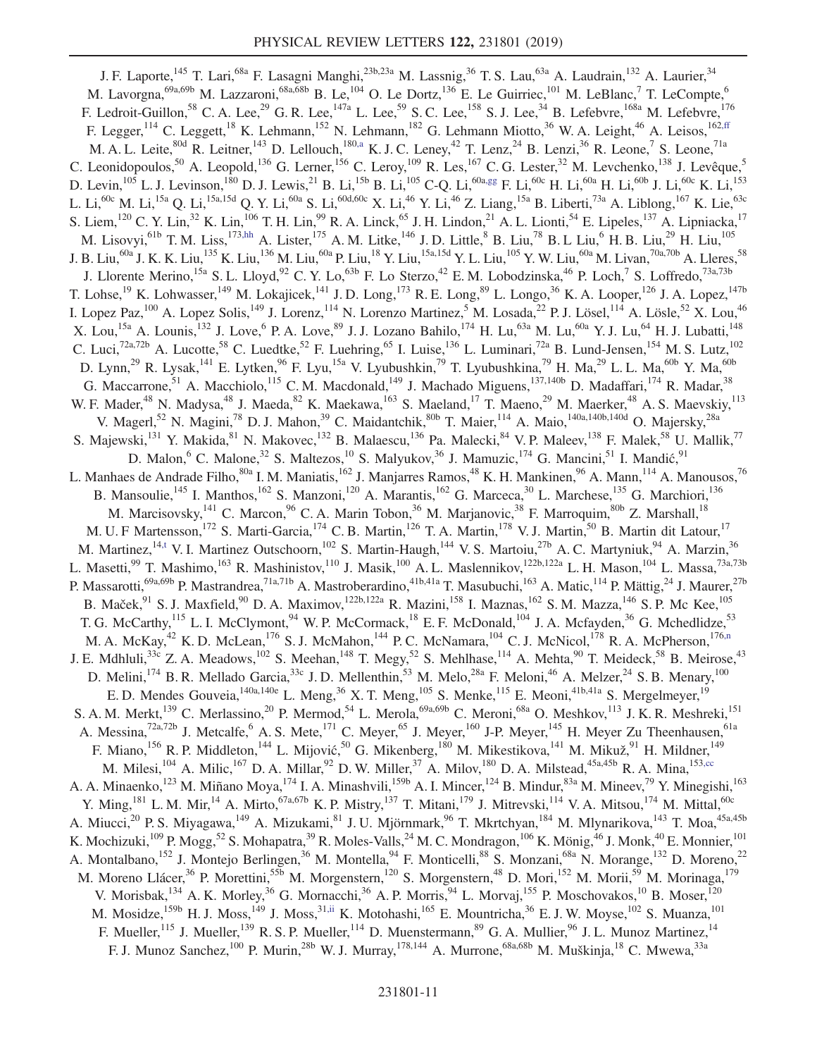J. F. Laporte,[145] T. Lari,[68a] F. Lasagni Manghi,[23b,23a] M. Lassnig,[36] T. S. Lau,[63a] A. Laudrain,[132] A. Laurier,[34] M. Lavorgna,[69a,69b] M. Lazzaroni,[68a,68b] B. Le,[104] O. Le Dortz,[136] E. Le Guirriec,[101] M. LeBlanc,[7] T. LeCompte,[6] F. Ledroit-Guillon,[58] C. A. Lee,[29] G. R. Lee,[147a] L. Lee,[59] S. C. Lee,[158] S. J. Lee,[34] B. Lefebvre,[168a] M. Lefebvre,[176] F. Legger,[114] C. Leggett,[18] K. Lehmann,[152] N. Lehmann,[182] G. Lehmann Miotto,[36] W. A. Leight,[46] A. Leisos,[162,ff] M. A. L. Leite,[80d] R. Leitner,[143] D. Lellouch,[180,a] K. J. C. Leney,[42] T. Lenz,[24] B. Lenzi,[36] R. Leone,[7] S. Leone,[71a] C. Leonidopoulos,[50] A. Leopold,[136] G. Lerner,[156] C. Leroy,[109] R. Les,[167] C. G. Lester,[32] M. Levchenko,[138] J. Levêque,[5] D. Levin,[105] L. J. Levinson,[180] D. J. Lewis,[21] B. Li,[15b] B. Li,[105] C-Q. Li,[60a,gg] F. Li,[60c] H. Li,[60a] H. Li,[60b] J. Li,[60c] K. Li,[153] L. Li,[60c] M. Li,[15a] Q. Li,[15a,15d] Q. Y. Li,[60a] S. Li,[60d,60c] X. Li,[46] Y. Li,[46] Z. Liang,[15a] B. Liberti,[73a] A. Liblong,[167] K. Lie,[63c] S. Liem,[120] C. Y. Lin,[32] K. Lin,[106] T. H. Lin,[99] R. A. Linck,[65] J. H. Lindon,[21] A. L. Lionti,[54] E. Lipeles,[137] A. Lipniacka,[17] M. Lisovyi,[61b] T. M. Liss,[173,hh] A. Lister,[175] A. M. Litke,[146] J. D. Little,[8] B. Liu,[78] B. L Liu,[6] H. B. Liu,[29] H. Liu,[105] J. B. Liu,[60a] J. K. K. Liu,[135] K. Liu,[136] M. Liu,[60a] P. Liu,[18] Y. Liu,[15a,15d] Y. L. Liu,[105] Y. W. Liu,[60a] M. Livan,[70a,70b] A. Lleres,[58] J. Llorente Merino,[15a] S. L. Lloyd,[92] C. Y. Lo,[63b] F. Lo Sterzo,[42] E. M. Lobodzinska,[46] P. Loch,[7] S. Loffredo,[73a,73b] T. Lohse,[19] K. Lohwasser,[149] M. Lokajicek,[141] J. D. Long,[173] R. E. Long,[89] L. Longo,[36] K. A. Looper,[126] J. A. Lopez,[147b] I. Lopez Paz,[100] A. Lopez Solis,[149] J. Lorenz,[114] N. Lorenzo Martinez,[5] M. Losada,[22] P. J. Lösel,[114] A. Lösle,[52] X. Lou,[46] X. Lou,[15a] A. Lounis,[132] J. Love,[6] P. A. Love,[89] J. J. Lozano Bahilo,[174] H. Lu,[63a] M. Lu,[60a] Y. J. Lu,[64] H. J. Lubatti,[148] C. Luci,[72a,72b] A. Lucotte,[58] C. Luedtke,[52] F. Luehring,[65] I. Luise,[136] L. Luminari,[72a] B. Lund-Jensen,[154] M. S. Lutz,[102] D. Lynn,[29] R. Lysak,[141] E. Lytken,[96] F. Lyu,[15a] V. Lyubushkin,[79] T. Lyubushkina,[79] H. Ma,[29] L. L. Ma,[60b] Y. Ma,[60b] G. Maccarrone,[51] A. Macchiolo,[115] C. M. Macdonald,[149] J. Machado Miguens,[137,140b] D. Madaffari,[174] R. Madar,[38] W. F. Mader,[48] N. Madysa,[48] J. Maeda,[82] K. Maekawa,[163] S. Maeland,[17] T. Maeno,[29] M. Maerker,[48] A. S. Maevskiy,[113] V. Magerl,[52] N. Magini,[78] D. J. Mahon,[39] C. Maidantchik,[80b] T. Maier,[114] A. Maio,[140a,140b,140d] O. Majersky,[28a] S. Majewski,[131] Y. Makida,[81] N. Makovec,[132] B. Malaescu,[136] Pa. Malecki,[84] V. P. Maleev,[138] F. Malek,[58] U. Mallik,[77] D. Malon,[6] C. Malone,[32] S. Maltezos,[10] S. Malyukov,[36] J. Mamuzic,[174] G. Mancini,[51] I. Mandić,[91] L. Manhaes de Andrade Filho,[80a] I. M. Maniatis,[162] J. Manjarres Ramos,[48] K. H. Mankinen,[96] A. Mann,[114] A. Manousos,[76] B. Mansoulie,[145] I. Manthos,[162] S. Manzoni,[120] A. Marantis,[162] G. Marceca,[30] L. Marchese,[135] G. Marchiori,[136] M. Marcisovsky,[141] C. Marcon,[96] C. A. Marin Tobon,[36] M. Marjanovic,[38] F. Marroquim,[80b] Z. Marshall,[18] M. U. F Martensson,[172] S. Marti-Garcia,[174] C. B. Martin,[126] T. A. Martin,[178] V. J. Martin,[50] B. Martin dit Latour,[17] M. Martinez,[14,t] V. I. Martinez Outschoorn,[102] S. Martin-Haugh,[144] V. S. Martoiu,[27b] A. C. Martyniuk,[94] A. Marzin,[36] L. Masetti,[99] T. Mashimo,[163] R. Mashinistov,[110] J. Masik,[100] A. L. Maslennikov,[122b,122a] L. H. Mason,[104] L. Massa,[73a,73b] P. Massarotti,[69a,69b] P. Mastrandrea,[71a,71b] A. Mastroberardino,[41b,41a] T. Masubuchi,[163] A. Matic,[114] P. Mättig,[24] J. Maurer,[27b] B. Maček,[91] S. J. Maxfield,[90] D. A. Maximov,[122b,122a] R. Mazini,[158] I. Maznas,[162] S. M. Mazza,[146] S. P. Mc Kee,[105] T. G. McCarthy,[115] L. I. McClymont,[94] W. P. McCormack,[18] E. F. McDonald,[104] J. A. Mcfayden,[36] G. Mchedlidze,[53] M. A. McKay,[42] K. D. McLean,[176] S. J. McMahon,[144] P. C. McNamara,[104] C. J. McNicol,[178] R. A. McPherson,[176,n] J. E. Mdhluli,[33c] Z. A. Meadows,[102] S. Meehan,[148] T. Megy,[52] S. Mehlhase,[114] A. Mehta,[90] T. Meideck,[58] B. Meirose,[43] D. Melini,[174] B. R. Mellado Garcia,[33c] J. D. Mellenthin,[53] M. Melo,[28a] F. Meloni,[46] A. Melzer,[24] S. B. Menary,[100] E. D. Mendes Gouveia,[140a,140e] L. Meng,[36] X. T. Meng,[105] S. Menke,[115] E. Meoni,[41b,41a] S. Mergelmeyer,[19] S. A. M. Merkt,[139] C. Merlassino,[20] P. Mermod,[54] L. Merola,[69a,69b] C. Meroni,[68a] O. Meshkov,[113] J. K. R. Meshreki,[151] A. Messina,[72a,72b] J. Metcalfe,[6] A. S. Mete,[171] C. Meyer,[65] J. Meyer,[160] J-P. Meyer,[145] H. Meyer Zu Theenhausen,[61a] F. Miano,[156] R. P. Middleton,[144] L. Mijović,[50] G. Mikenberg,[180] M. Mikestikova,[141] M. Mikuž,[91] H. Mildner,[149] M. Milesi,[104] A. Milic,[167] D. A. Millar,[92] D. W. Miller,[37] A. Milov,[180] D. A. Milstead,[45a,45b] R. A. Mina,[153,cc] A. A. Minaenko,[123] M. Miñano Moya,[174] I. A. Minashvili,[159b] A. I. Mincer,[124] B. Mindur,[83a] M. Mineev,[79] Y. Minegishi,[163] Y. Ming,[181] L. M. Mir,[14] A. Mirto,[67a,67b] K. P. Mistry,[137] T. Mitani,[179] J. Mitrevski,[114] V. A. Mitsou,[174] M. Mittal,[60c] A. Miucci,[20] P. S. Miyagawa,[149] A. Mizukami,[81] J. U. Mjörnmark,[96] T. Mkrtchyan,[184] M. Mlynarikova,[143] T. Moa,[45a,45b] K. Mochizuki,[109] P. Mogg,[52] S. Mohapatra,[39] R. Moles-Valls,[24] M. C. Mondragon,[106] K. Mönig,[46] J. Monk,[40] E. Monnier,[101] A. Montalbano,[152] J. Montejo Berlingen,[36] M. Montella,[94] F. Monticelli,[88] S. Monzani,[68a] N. Morange,[132] D. Moreno,[22] M. Moreno Llácer,[36] P. Morettini,[55b] M. Morgenstern,[120] S. Morgenstern,[48] D. Mori,[152] M. Morii,[59] M. Morinaga,[179] V. Morisbak,[134] A. K. Morley,[36] G. Mornacchi,[36] A. P. Morris,[94] L. Morvaj,[155] P. Moschovakos,[10] B. Moser,[120] M. Mosidze,[159b] H. J. Moss,[149] J. Moss,[31,ii] K. Motohashi,[165] E. Mountricha,[36] E. J. W. Moyse,[102] S. Muanza,[101] F. Mueller,[115] J. Mueller,[139] R. S. P. Mueller,[114] D. Muenstermann,[89] G. A. Mullier,[96] J. L. Munoz Martinez,[14] F. J. Munoz Sanchez,[100] P. Murin,[28b] W. J. Murray,[178,144] A. Murrone,[68a,68b] M. Muškinja,[18] C. Mwewa,[33a]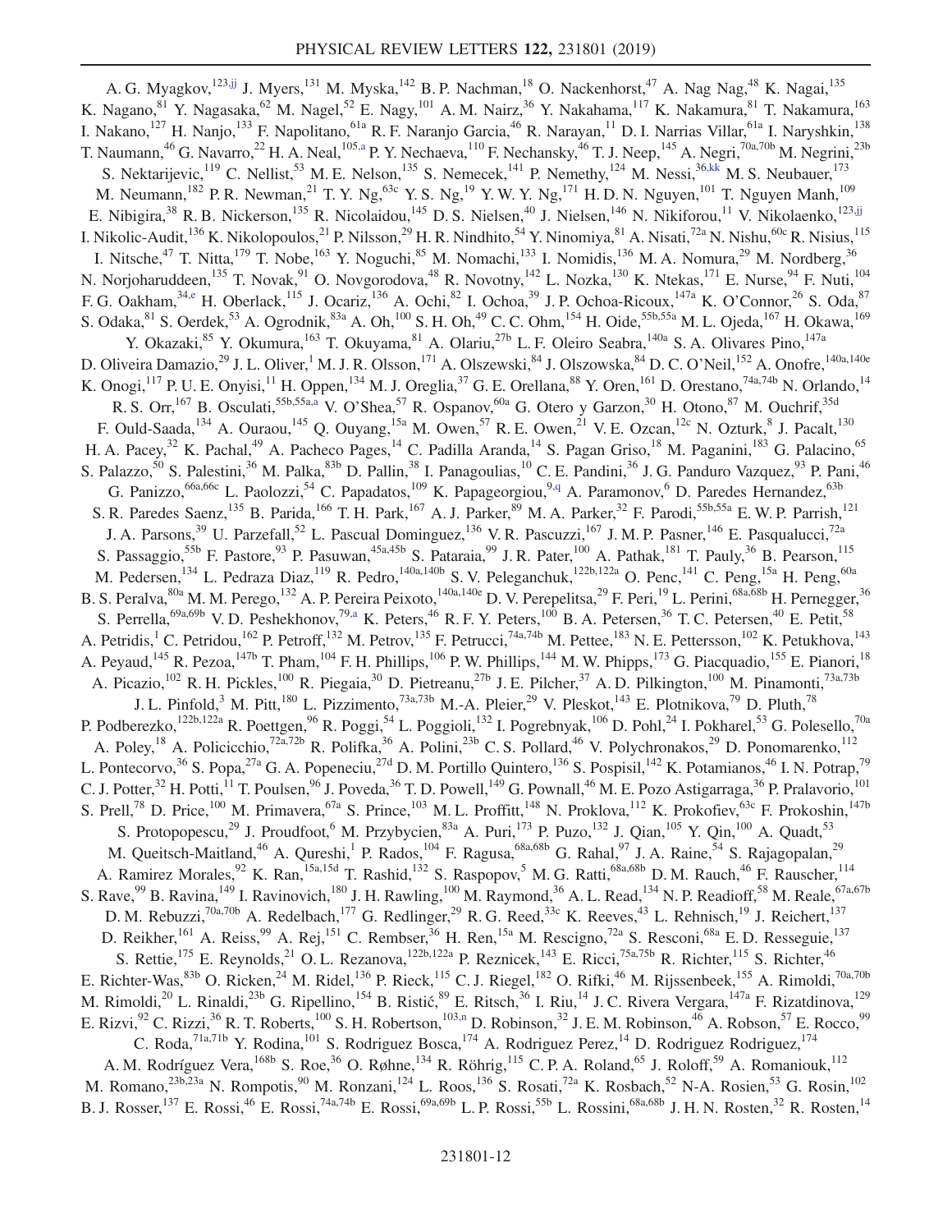A. G. Myagkov,[123,jj] J. Myers,[131] M. Myska,[142] B. P. Nachman,[18] O. Nackenhorst,[47] A. Nag Nag,[48] K. Nagai,[135] K. Nagano,[81] Y. Nagasaka,[62] M. Nagel,[52] E. Nagy,[101] A. M. Nairz,[36] Y. Nakahama,[117] K. Nakamura,[81] T. Nakamura,[163] I. Nakano,[127] H. Nanjo,[133] F. Napolitano,[61a] R. F. Naranjo Garcia,[46] R. Narayan,[11] D. I. Narrias Villar,[61a] I. Naryshkin,[138] T. Naumann,[46] G. Navarro,[22] H. A. Neal,[105,a] P. Y. Nechaeva,[110] F. Nechansky,[46] T. J. Neep,[145] A. Negri,[70a,70b] M. Negrini,[23b] S. Nektarijevic,[119] C. Nellist,[53] M. E. Nelson,[135] S. Nemecek,[141] P. Nemethy,[124] M. Nessi,[36,kk] M. S. Neubauer,[173] M. Neumann,[182] P. R. Newman,[21] T. Y. Ng,[63c] Y. S. Ng,[19] Y. W. Y. Ng,[171] H. D. N. Nguyen,[101] T. Nguyen Manh,[109] E. Nibigira,[38] R. B. Nickerson,[135] R. Nicolaidou,[145] D. S. Nielsen,[40] J. Nielsen,[146] N. Nikiforou,[11] V. Nikolaenko,[123,jj] I. Nikolic-Audit,[136] K. Nikolopoulos,[21] P. Nilsson,[29] H. R. Nindhito,[54] Y. Ninomiya,[81] A. Nisati,[72a] N. Nishu,[60c] R. Nisius,[115] I. Nitsche,[47] T. Nitta,[179] T. Nobe,[163] Y. Noguchi,[85] M. Nomachi,[133] I. Nomidis,[136] M. A. Nomura,[29] M. Nordberg,[36] N. Norjoharuddeen,[135] T. Novak,[91] O. Novgorodova,[48] R. Novotny,[142] L. Nozka,[130] K. Ntekas,[171] E. Nurse,[94] F. Nuti,[104] F. G. Oakham,[34,e] H. Oberlack,[115] J. Ocariz,[136] A. Ochi,[82] I. Ochoa,[39] J. P. Ochoa-Ricoux,[147a] K. O'Connor,[26] S. Oda,[87] S. Odaka,[81] S. Oerdek,[53] A. Ogrodnik,[83a] A. Oh,[100] S. H. Oh,[49] C. C. Ohm,[154] H. Oide,[55b,55a] M. L. Ojeda,[167] H. Okawa,[169] Y. Okazaki,[85] Y. Okumura,[163] T. Okuyama,[81] A. Olariu,[27b] L. F. Oleiro Seabra,[140a] S. A. Olivares Pino,[147a] D. Oliveira Damazio,[29] J. L. Oliver,[1] M. J. R. Olsson,[171] A. Olszewski,[84] J. Olszowska,[84] D. C. O'Neil,[152] A. Onofre,[140a,140e] K. Onogi,[117] P. U. E. Onyisi,[11] H. Oppen,[134] M. J. Oreglia,[37] G. E. Orellana,[88] Y. Oren,[161] D. Orestano,[74a,74b] N. Orlando,[14] R. S. Orr,[167] B. Osculati,[55b,55a,a] V. O'Shea,[57] R. Ospanov,[60a] G. Otero y Garzon,[30] H. Otono,[87] M. Ouchrif,[35d] F. Ould-Saada,[134] A. Ouraou,[145] Q. Ouyang,[15a] M. Owen,[57] R. E. Owen,[21] V. E. Ozcan,[12c] N. Ozturk,[8] J. Pacalt,[130] H. A. Pacey,[32] K. Pachal,[49] A. Pacheco Pages,[14] C. Padilla Aranda,[14] S. Pagan Griso,[18] M. Paganini,[183] G. Palacino,[65] S. Palazzo,[50] S. Palestini,[36] M. Palka,[83b] D. Pallin,[38] I. Panagoulias,[10] C. E. Pandini,[36] J. G. Panduro Vazquez,[93] P. Pani,[46] G. Panizzo,[66a,66c] L. Paolozzi,[54] C. Papadatos,[109] K. Papageorgiou,[9,q] A. Paramonov,[6] D. Paredes Hernandez,[63b] S. R. Paredes Saenz,[135] B. Parida,[166] T. H. Park,[167] A. J. Parker,[89] M. A. Parker,[32] F. Parodi,[55b,55a] E. W. P. Parrish,[121] J. A. Parsons,[39] U. Parzefall,[52] L. Pascual Dominguez,[136] V. R. Pascuzzi,[167] J. M. P. Pasner,[146] E. Pasqualucci,[72a] S. Passaggio,[55b] F. Pastore,[93] P. Pasuwan,[45a,45b] S. Pataraia,[99] J. R. Pater,[100] A. Pathak,[181] T. Pauly,[36] B. Pearson,[115] M. Pedersen,[134] L. Pedraza Diaz,[119] R. Pedro,[140a,140b] S. V. Peleganchuk,[122b,122a] O. Penc,[141] C. Peng,[15a] H. Peng,[60a] B. S. Peralva,[80a] M. M. Perego,[132] A. P. Pereira Peixoto,[140a,140e] D. V. Perepelitsa,[29] F. Peri,[19] L. Perini,[68a,68b] H. Pernegger,[36] S. Perrella,[69a,69b] V. D. Peshekhonov,[79,a] K. Peters,[46] R. F. Y. Peters,[100] B. A. Petersen,[36] T. C. Petersen,[40] E. Petit,[58] A. Petridis,[1] C. Petridou,[162] P. Petroff,[132] M. Petrov,[135] F. Petrucci,[74a,74b] M. Pettee,[183] N. E. Pettersson,[102] K. Petukhova,[143] A. Peyaud,[145] R. Pezoa,[147b] T. Pham,[104] F. H. Phillips,[106] P. W. Phillips,[144] M. W. Phipps,[173] G. Piacquadio,[155] E. Pianori,[18] A. Picazio,[102] R. H. Pickles,[100] R. Piegaia,[30] D. Pietreanu,[27b] J. E. Pilcher,[37] A. D. Pilkington,[100] M. Pinamonti,[73a,73b] J. L. Pinfold,[3] M. Pitt,[180] L. Pizzimento,[73a,73b] M.-A. Pleier,[29] V. Pleskot,[143] E. Plotnikova,[79] D. Pluth,[78] P. Podberezko,[122b,122a] R. Poettgen,[96] R. Poggi,[54] L. Poggioli,[132] I. Pogrebnyak,[106] D. Pohl,[24] I. Pokharel,[53] G. Polesello,[70a] A. Poley,[18] A. Policicchio,[72a,72b] R. Polifka,[36] A. Polini,[23b] C. S. Pollard,[46] V. Polychronakos,[29] D. Ponomarenko,[112] L. Pontecorvo,[36] S. Popa,[27a] G. A. Popeneciu,[27d] D. M. Portillo Quintero,[136] S. Pospisil,[142] K. Potamianos,[46] I. N. Potrap,[79] C. J. Potter,[32] H. Potti,[11] T. Poulsen,[96] J. Poveda,[36] T. D. Powell,[149] G. Pownall,[46] M. E. Pozo Astigarraga,[36] P. Pralavorio,[101] S. Prell,[78] D. Price,[100] M. Primavera,[67a] S. Prince,[103] M. L. Proffitt,[148] N. Proklova,[112] K. Prokofiev,[63c] F. Prokoshin,[147b] S. Protopopescu,[29] J. Proudfoot,[6] M. Przybycien,[83a] A. Puri,[173] P. Puzo,[132] J. Qian,[105] Y. Qin,[100] A. Quadt,[53] M. Queitsch-Maitland,[46] A. Qureshi,[1] P. Rados,[104] F. Ragusa,[68a,68b] G. Rahal,[97] J. A. Raine,[54] S. Rajagopalan,[29] A. Ramirez Morales,[92] K. Ran,[15a,15d] T. Rashid,[132] S. Raspopov,[5] M. G. Ratti,[68a,68b] D. M. Rauch,[46] F. Rauscher,[114] S. Rave,[99] B. Ravina,[149] I. Ravinovich,[180] J. H. Rawling,[100] M. Raymond,[36] A. L. Read,[134] N. P. Readioff,[58] M. Reale,[67a,67b] D. M. Rebuzzi,[70a,70b] A. Redelbach,[177] G. Redlinger,[29] R. G. Reed,[33c] K. Reeves,[43] L. Rehnisch,[19] J. Reichert,[137] D. Reikher,[161] A. Reiss,[99] A. Rej,[151] C. Rembser,[36] H. Ren,[15a] M. Rescigno,[72a] S. Resconi,[68a] E. D. Resseguie,[137] S. Rettie,[175] E. Reynolds,[21] O. L. Rezanova,[122b,122a] P. Reznicek,[143] E. Ricci,[75a,75b] R. Richter,[115] S. Richter,[46] E. Richter-Was,[83b] O. Ricken,[24] M. Ridel,[136] P. Rieck,[115] C. J. Riegel,[182] O. Rifki,[46] M. Rijssenbeek,[155] A. Rimoldi,[70a,70b] M. Rimoldi,[20] L. Rinaldi,[23b] G. Ripellino,[154] B. Ristić,[89] E. Ritsch,[36] I. Riu,[14] J. C. Rivera Vergara,[147a] F. Rizatdinova,[129] E. Rizvi,[92] C. Rizzi,[36] R. T. Roberts,[100] S. H. Robertson,[103,n] D. Robinson,[32] J. E. M. Robinson,[46] A. Robson,[57] E. Rocco,[99] C. Roda,[71a,71b] Y. Rodina,[101] S. Rodriguez Bosca,[174] A. Rodriguez Perez,[14] D. Rodriguez Rodriguez,[174] A. M. Rodríguez Vera,[168b] S. Roe,[36] O. Røhne,[134] R. Röhrig,[115] C. P. A. Roland,[65] J. Roloff,[59] A. Romaniouk,[112] M. Romano,[23b,23a] N. Rompotis,[90] M. Ronzani,[124] L. Roos,[136] S. Rosati,[72a] K. Rosbach,[52] N-A. Rosien,[53] G. Rosin,[102] B. J. Rosser,[137] E. Rossi,[46] E. Rossi,[74a,74b] E. Rossi,[69a,69b] L. P. Rossi,[55b] L. Rossini,[68a,68b] J. H. N. Rosten,[32] R. Rosten,[14]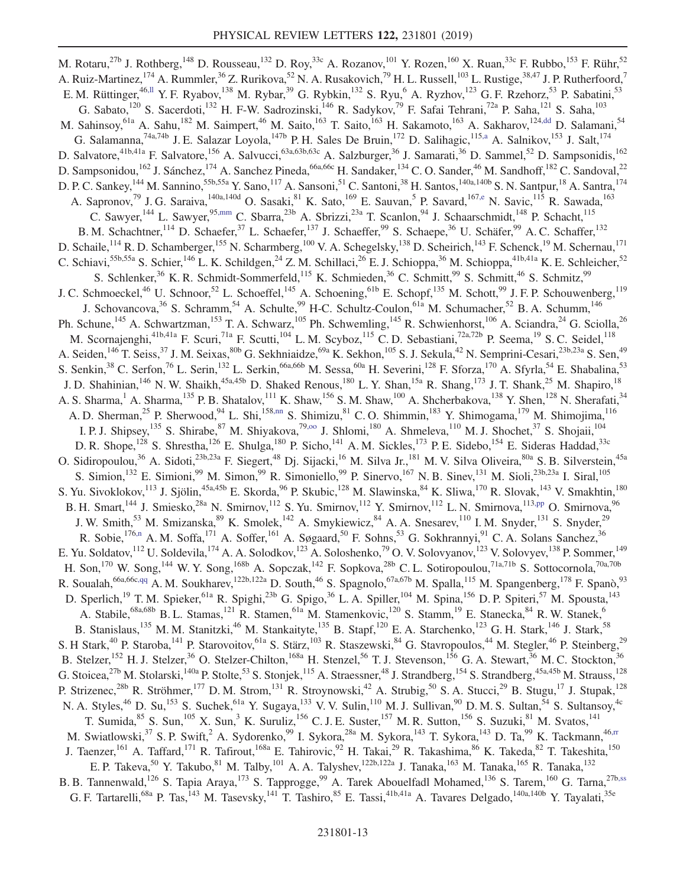M. Rotaru,[27b] J. Rothberg,[148] D. Rousseau,[132] D. Roy,[33c] A. Rozanov,[101] Y. Rozen,[160] X. Ruan,[33c] F. Rubbo,[153] F. Rühr,[52] A. Ruiz-Martinez,[174] A. Rummler,[36] Z. Rurikova,[52] N. A. Rusakovich,[79] H. L. Russell,[103] L. Rustige,[38,47] J. P. Rutherfoord,[7] E. M. Rüttinger,[46,ll] Y. F. Ryabov,[138] M. Rybar,[39] G. Rybkin,[132] S. Ryu,[6] A. Ryzhov,[123] G. F. Rzehorz,[53] P. Sabatini,[53] G. Sabato,[120] S. Sacerdoti,[132] H. F-W. Sadrozinski,[146] R. Sadykov,[79] F. Safai Tehrani,[72a] P. Saha,[121] S. Saha,[103] M. Sahinsoy,[61a] A. Sahu,[182] M. Saimpert,[46] M. Saito,[163] T. Saito,[163] H. Sakamoto,[163] A. Sakharov,[124,dd] D. Salamani,[54] G. Salamanna,[74a,74b] J. E. Salazar Loyola,[147b] P. H. Sales De Bruin,[172] D. Salihagic,[115,a] A. Salnikov,[153] J. Salt,[174] D. Salvatore,[41b,41a] F. Salvatore,[156] A. Salvucci,[63a,63b,63c] A. Salzburger,[36] J. Samarati,[36] D. Sammel,[52] D. Sampsonidis,[162] D. Sampsonidou,[162] J. Sánchez,[174] A. Sanchez Pineda,[66a,66c] H. Sandaker,[134] C. O. Sander,[46] M. Sandhoff,[182] C. Sandoval,[22] D. P. C. Sankey,[144] M. Sannino,[55b,55a] Y. Sano,[117] A. Sansoni,[51] C. Santoni,[38] H. Santos,[140a,140b] S. N. Santpur,[18] A. Santra,[174] A. Sapronov,[79] J. G. Saraiva,[140a,140d] O. Sasaki,[81] K. Sato,[169] E. Sauvan,[5] P. Savard,[167,e] N. Savic,[115] R. Sawada,[163] C. Sawyer,[144] L. Sawyer,[95,mm] C. Sbarra,[23b] A. Sbrizzi,[23a] T. Scanlon,[94] J. Schaarschmidt,[148] P. Schacht,[115] B. M. Schachtner,[114] D. Schaefer,[37] L. Schaefer,[137] J. Schaeffer,[99] S. Schaepe,[36] U. Schäfer,[99] A. C. Schaffer,[132] D. Schaile,[114] R. D. Schamberger,[155] N. Scharmberg,[100] V. A. Schegelsky,[138] D. Scheirich,[143] F. Schenck,[19] M. Schernau,[171] C. Schiavi,[55b,55a] S. Schier,[146] L. K. Schildgen,[24] Z. M. Schillaci,[26] E. J. Schioppa,[36] M. Schioppa,[41b,41a] K. E. Schleicher,[52] S. Schlenker,[36] K. R. Schmidt-Sommerfeld,[115] K. Schmieden,[36] C. Schmitt,[99] S. Schmitt,[46] S. Schmitz,[99] J. C. Schmoeckel,[46] U. Schnoor,[52] L. Schoeffel,[145] A. Schoening,[61b] E. Schopf,[135] M. Schott,[99] J. F. P. Schouwenberg,[119] J. Schovancova,[36] S. Schramm,[54] A. Schulte,[99] H-C. Schultz-Coulon,[61a] M. Schumacher,[52] B. A. Schumm,[146] Ph. Schune,[145] A. Schwartzman,[153] T. A. Schwarz,[105] Ph. Schwemling,[145] R. Schwienhorst,[106] A. Sciandra,[24] G. Sciolla,[26] M. Scornajenghi,[41b,41a] F. Scuri,[71a] F. Scutti,[104] L. M. Scyboz,[115] C. D. Sebastiani,[72a,72b] P. Seema,[19] S. C. Seidel,[118] A. Seiden,[146] T. Seiss,[37] J. M. Seixas,[80b] G. Sekhniaidze,[69a] K. Sekhon,[105] S. J. Sekula,[42] N. Semprini-Cesari,[23b,23a] S. Sen,[49] S. Senkin,[38] C. Serfon,[76] L. Serin,[132] L. Serkin,[66a,66b] M. Sessa,[60a] H. Severini,[128] F. Sforza,[170] A. Sfyrla,[54] E. Shabalina,[53] J. D. Shahinian,[146] N. W. Shaikh,[45a,45b] D. Shaked Renous,[180] L. Y. Shan,[15a] R. Shang,[173] J. T. Shank,[25] M. Shapiro,[18] A. S. Sharma,[1] A. Sharma,[135] P. B. Shatalov,[111] K. Shaw,[156] S. M. Shaw,[100] A. Shcherbakova,[138] Y. Shen,[128] N. Sherafati,[34] A. D. Sherman,[25] P. Sherwood,[94] L. Shi,[158,nn] S. Shimizu,[81] C. O. Shimmin,[183] Y. Shimogama,[179] M. Shimojima,[116] I. P. J. Shipsey,[135] S. Shirabe,[87] M. Shiyakova,[79,oo] J. Shlomi,[180] A. Shmeleva,[110] M. J. Shochet,[37] S. Shojaii,[104] D. R. Shope,[128] S. Shrestha,[126] E. Shulga,[180] P. Sicho,[141] A. M. Sickles,[173] P. E. Sidebo,[154] E. Sideras Haddad,[33c] O. Sidiropoulou,[36] A. Sidoti,[23b,23a] F. Siegert,[48] Dj. Sijacki,[16] M. Silva Jr.,[181] M. V. Silva Oliveira,[80a] S. B. Silverstein,[45a] S. Simion,[132] E. Simioni,[99] M. Simon,[99] R. Simoniello,[99] P. Sinervo,[167] N. B. Sinev,[131] M. Sioli,[23b,23a] I. Siral,[105] S. Yu. Sivoklokov,[113] J. Sjölin,[45a,45b] E. Skorda,[96] P. Skubic,[128] M. Slawinska,[84] K. Sliwa,[170] R. Slovak,[143] V. Smakhtin,[180] B. H. Smart,[144] J. Smiesko,[28a] N. Smirnov,[112] S. Yu. Smirnov,[112] Y. Smirnov,[112] L. N. Smirnova,[113,pp] O. Smirnova,[96] J. W. Smith,[53] M. Smizanska,[89] K. Smolek,[142] A. Smykiewicz,[84] A. A. Snesarev,[110] I. M. Snyder,[131] S. Snyder,[29] R. Sobie,[176,n] A. M. Soffa,[171] A. Soffer,[161] A. Søgaard,[50] F. Sohns,[53] G. Sokhrannyi,[91] C. A. Solans Sanchez,[36] E. Yu. Soldatov,[112] U. Soldevila,[174] A. A. Solodkov,[123] A. Soloshenko,[79] O. V. Solovyanov,[123] V. Solovyev,[138] P. Sommer,[149] H. Son,[170] W. Song,[144] W. Y. Song,[168b] A. Sopczak,[142] F. Sopkova,[28b] C. L. Sotiropoulou,[71a,71b] S. Sottocornola,[70a,70b] R. Soualah,[66a,66c,qq] A. M. Soukharev,[122b,122a] D. South,[46] S. Spagnolo,[67a,67b] M. Spalla,[115] M. Spangenberg,[178] F. Spanò,[93] D. Sperlich,[19] T. M. Spieker,[61a] R. Spighi,[23b] G. Spigo,[36] L. A. Spiller,[104] M. Spina,[156] D. P. Spiteri,[57] M. Spousta,[143] A. Stabile,[68a,68b] B. L. Stamas,[121] R. Stamen,[61a] M. Stamenkovic,[120] S. Stamm,[19] E. Stanecka,[84] R. W. Stanek,[6] B. Stanislaus,[135] M. M. Stanitzki,[46] M. Stankaityte,[135] B. Stapf,[120] E. A. Starchenko,[123] G. H. Stark,[146] J. Stark,[58] S. H Stark,[40] P. Staroba,[141] P. Starovoitov,[61a] S. Stärz,[103] R. Staszewski,[84] G. Stavropoulos,[44] M. Stegler,[46] P. Steinberg,[29] B. Stelzer,[152] H. J. Stelzer,[36] O. Stelzer-Chilton,[168a] H. Stenzel,[56] T. J. Stevenson,[156] G. A. Stewart,[36] M. C. Stockton,[36] G. Stoicea,[27b] M. Stolarski,[140a] P. Stolte,[53] S. Stonjek,[115] A. Straessner,[48] J. Strandberg,[154] S. Strandberg,[45a,45b] M. Strauss,[128] P. Strizenec,[28b] R. Ströhmer,[177] D. M. Strom,[131] R. Stroynowski,[42] A. Strubig,[50] S. A. Stucci,[29] B. Stugu,[17] J. Stupak,[128] N. A. Styles,[46] D. Su,[153] S. Suchek,[61a] Y. Sugaya,[133] V. V. Sulin,[110] M. J. Sullivan,[90] D. M. S. Sultan,[54] S. Sultansoy,[4c] T. Sumida,[85] S. Sun,[105] X. Sun,[3] K. Suruliz,[156] C. J. E. Suster,[157] M. R. Sutton,[156] S. Suzuki,[81] M. Svatos,[141] M. Swiatlowski,[37] S. P. Swift,[2] A. Sydorenko,[99] I. Sykora,[28a] M. Sykora,[143] T. Sykora,[143] D. Ta,[99] K. Tackmann,[46,rr] J. Taenzer,[161] A. Taffard,[171] R. Tafirout,[168a] E. Tahirovic,[92] H. Takai,[29] R. Takashima,[86] K. Takeda,[82] T. Takeshita,[150] E. P. Takeva,[50] Y. Takubo,[81] M. Talby,[101] A. A. Talyshev,[122b,122a] J. Tanaka,[163] M. Tanaka,[165] R. Tanaka,[132] B. B. Tannenwald,[126] S. Tapia Araya,[173] S. Tapprogge,[99] A. Tarek Abouelfadl Mohamed,[136] S. Tarem,[160] G. Tarna,[27b,ss] G. F. Tartarelli,[68a] P. Tas,[143] M. Tasevsky,[141] T. Tashiro,[85] E. Tassi,[41b,41a] A. Tavares Delgado,[140a,140b] Y. Tayalati,[35e]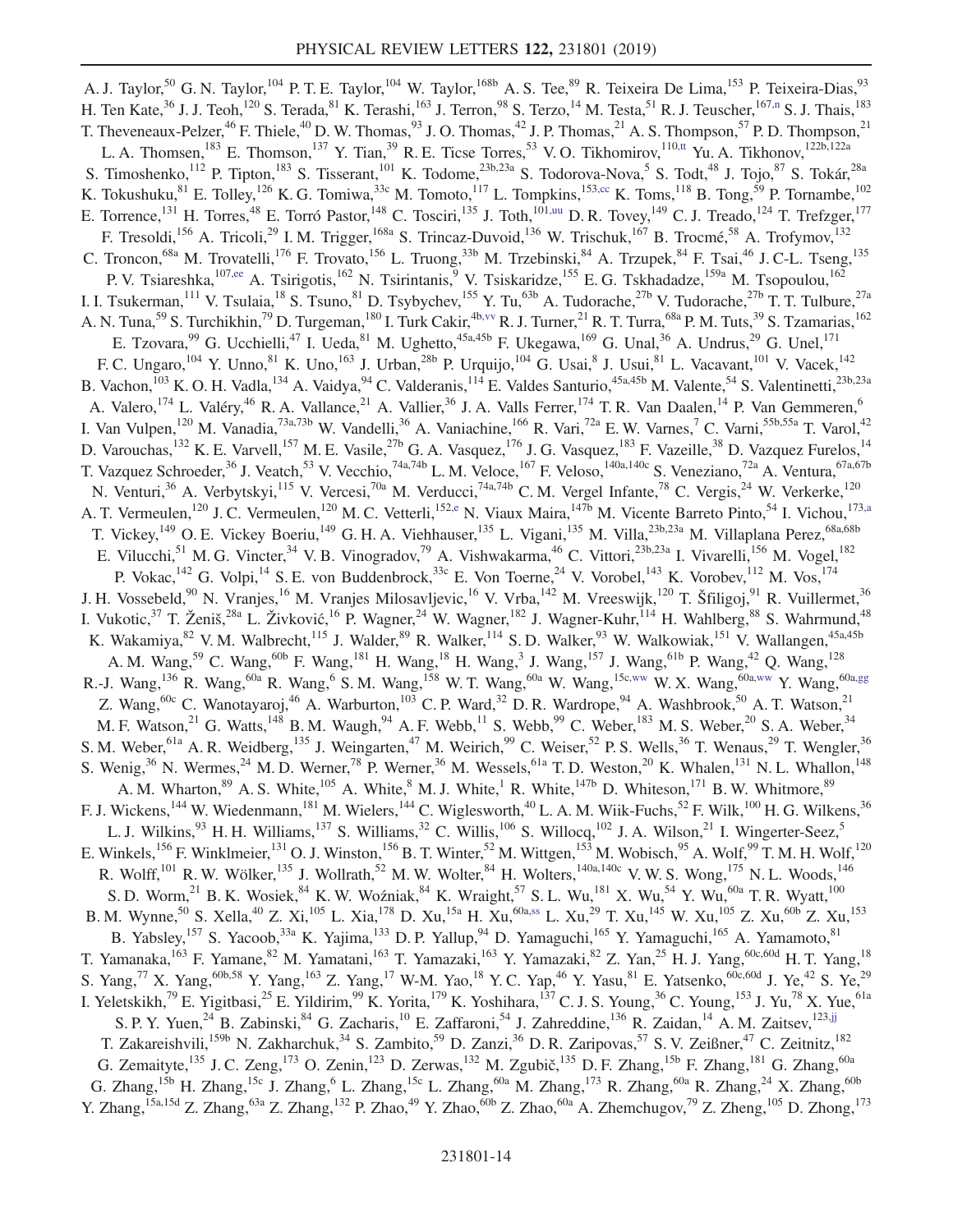A. J. Taylor,[50] G. N. Taylor,[104] P. T. E. Taylor,[104] W. Taylor,[168b] A. S. Tee,[89] R. Teixeira De Lima,[153] P. Teixeira-Dias,[93] H. Ten Kate,[36] J. J. Teoh,[120] S. Terada,[81] K. Terashi,[163] J. Terron,[98] S. Terzo,[14] M. Testa,[51] R. J. Teuscher,[167,n] S. J. Thais,[183] T. Theveneaux-Pelzer,[46] F. Thiele,[40] D. W. Thomas,[93] J. O. Thomas,[42] J. P. Thomas,[21] A. S. Thompson,[57] P. D. Thompson,[21] L. A. Thomsen,[183] E. Thomson,[137] Y. Tian,[39] R. E. Ticse Torres,[53] V. O. Tikhomirov,[110,tt] Yu. A. Tikhonov,[122b,122a] S. Timoshenko,[112] P. Tipton,[183] S. Tisserant,[101] K. Todome,[23b,23a] S. Todorova-Nova,[5] S. Todt,[48] J. Tojo,[87] S. Tokár,[28a] K. Tokushuku,[81] E. Tolley,[126] K. G. Tomiwa,[33c] M. Tomoto,[117] L. Tompkins,[153,cc] K. Toms,[118] B. Tong,[59] P. Tornambe,[102] E. Torrence,[131] H. Torres,[48] E. Torró Pastor,[148] C. Tosciri,[135] J. Toth,[101,uu] D. R. Tovey,[149] C. J. Treado,[124] T. Trefzger,[177] F. Tresoldi,[156] A. Tricoli,[29] I. M. Trigger,[168a] S. Trincaz-Duvoid,[136] W. Trischuk,[167] B. Trocmé,[58] A. Trofymov,[132] C. Troncon,[68a] M. Trovatelli,[176] F. Trovato,[156] L. Truong,[33b] M. Trzebinski,[84] A. Trzupek,[84] F. Tsai,[46] J. C-L. Tseng,[135] P. V. Tsiareshka,[107,ee] A. Tsirigotis,[162] N. Tsirintanis,[9] V. Tsiskaridze,[155] E. G. Tskhadadze,[159a] M. Tsopoulou,[162] I. I. Tsukerman,[111] V. Tsulaia,[18] S. Tsuno,[81] D. Tsybychev,[155] Y. Tu,[63b] A. Tudorache,[27b] V. Tudorache,[27b] T. T. Tulbure,[27a] A. N. Tuna,[59] S. Turchikhin,[79] D. Turgeman,[180] I. Turk Cakir,[4b,vv] R. J. Turner,[21] R. T. Turra,[68a] P. M. Tuts,[39] S. Tzamarias,[162] E. Tzovara,[99] G. Ucchielli,[47] I. Ueda,[81] M. Ughetto,[45a,45b] F. Ukegawa,[169] G. Unal,[36] A. Undrus,[29] G. Unel,[171] F. C. Ungaro,[104] Y. Unno,[81] K. Uno,[163] J. Urban,[28b] P. Urquijo,[104] G. Usai,[8] J. Usui,[81] L. Vacavant,[101] V. Vacek,[142] B. Vachon,[103] K. O. H. Vadla,[134] A. Vaidya,[94] C. Valderanis,[114] E. Valdes Santurio,[45a,45b] M. Valente,[54] S. Valentinetti,[23b,23a] A. Valero,[174] L. Valéry,[46] R. A. Vallance,[21] A. Vallier,[36] J. A. Valls Ferrer,[174] T. R. Van Daalen,[14] P. Van Gemmeren,[6] I. Van Vulpen,[120] M. Vanadia,[73a,73b] W. Vandelli,[36] A. Vaniachine,[166] R. Vari,[72a] E. W. Varnes,[7] C. Varni,[55b,55a] T. Varol,[42] D. Varouchas,[132] K. E. Varvell,[157] M. E. Vasile,[27b] G. A. Vasquez,[176] J. G. Vasquez,[183] F. Vazeille,[38] D. Vazquez Furelos,[14] T. Vazquez Schroeder,[36] J. Veatch,[53] V. Vecchio,[74a,74b] L. M. Veloce,[167] F. Veloso,[140a,140c] S. Veneziano,[72a] A. Ventura,[67a,67b] N. Venturi,[36] A. Verbytskyi,[115] V. Vercesi,[70a] M. Verducci,[74a,74b] C. M. Vergel Infante,[78] C. Vergis,[24] W. Verkerke,[120] A. T. Vermeulen,[120] J. C. Vermeulen,[120] M. C. Vetterli,[152,e] N. Viaux Maira,[147b] M. Vicente Barreto Pinto,[54] I. Vichou,[173,a] T. Vickey,[149] O. E. Vickey Boeriu,[149] G. H. A. Viehhauser,[135] L. Vigani,[135] M. Villa,[23b,23a] M. Villaplana Perez,[68a,68b] E. Vilucchi,[51] M. G. Vincter,[34] V. B. Vinogradov,[79] A. Vishwakarma,[46] C. Vittori,[23b,23a] I. Vivarelli,[156] M. Vogel,[182] P. Vokac,[142] G. Volpi,[14] S. E. von Buddenbrock,[33c] E. Von Toerne,[24] V. Vorobel,[143] K. Vorobev,[112] M. Vos,[174] J. H. Vossebeld,[90] N. Vranjes,[16] M. Vranjes Milosavljevic,[16] V. Vrba,[142] M. Vreeswijk,[120] T. Šfiligoj,[91] R. Vuillermet,[36] I. Vukotic,[37] T. Ženiš,[28a] L. Živković,[16] P. Wagner,[24] W. Wagner,[182] J. Wagner-Kuhr,[114] H. Wahlberg,[88] S. Wahrmund,[48] K. Wakamiya,[82] V. M. Walbrecht,[115] J. Walder,[89] R. Walker,[114] S. D. Walker,[93] W. Walkowiak,[151] V. Wallangen,[45a,45b] A. M. Wang,[59] C. Wang,[60b] F. Wang,[181] H. Wang,[18] H. Wang,[3] J. Wang,[157] J. Wang,[61b] P. Wang,[42] Q. Wang,[128] R.-J. Wang,[136] R. Wang,[60a] R. Wang,[6] S. M. Wang,[158] W. T. Wang,[60a] W. Wang,[15c,ww] W. X. Wang,[60a,ww] Y. Wang,[60a,gg] Z. Wang,[60c] C. Wanotayaroj,[46] A. Warburton,[103] C. P. Ward,[32] D. R. Wardrope,[94] A. Washbrook,[50] A. T. Watson,[21] M. F. Watson,[21] G. Watts,[148] B. M. Waugh,[94] A. F. Webb,[11] S. Webb,[99] C. Weber,[183] M. S. Weber,[20] S. A. Weber,[34] S. M. Weber,[61a] A. R. Weidberg,[135] J. Weingarten,[47] M. Weirich,[99] C. Weiser,[52] P. S. Wells,[36] T. Wenaus,[29] T. Wengler,[36] S. Wenig,[36] N. Wermes,[24] M. D. Werner,[78] P. Werner,[36] M. Wessels,[61a] T. D. Weston,[20] K. Whalen,[131] N. L. Whallon,[148] A. M. Wharton,[89] A. S. White,[105] A. White,[8] M. J. White,[1] R. White,[147b] D. Whiteson,[171] B. W. Whitmore,[89] F. J. Wickens,[144] W. Wiedenmann,[181] M. Wielers,[144] C. Wiglesworth,[40] L. A. M. Wiik-Fuchs,[52] F. Wilk,[100] H. G. Wilkens,[36] L. J. Wilkins,[93] H. H. Williams,[137] S. Williams,[32] C. Willis,[106] S. Willocq,[102] J. A. Wilson,[21] I. Wingerter-Seez,[5] E. Winkels,[156] F. Winklmeier,[131] O. J. Winston,[156] B. T. Winter,[52] M. Wittgen,[153] M. Wobisch,[95] A. Wolf,[99] T. M. H. Wolf,[120] R. Wolff,[101] R. W. Wölker,[135] J. Wollrath,[52] M. W. Wolter,[84] H. Wolters,[140a,140c] V. W. S. Wong,[175] N. L. Woods,[146] S. D. Worm,[21] B. K. Wosiek,[84] K. W. Woźniak,[84] K. Wraight,[57] S. L. Wu,[181] X. Wu,[54] Y. Wu,[60a] T. R. Wyatt,[100] B. M. Wynne,[50] S. Xella,[40] Z. Xi,[105] L. Xia,[178] D. Xu,[15a] H. Xu,[60a,ss] L. Xu,[29] T. Xu,[145] W. Xu,[105] Z. Xu,[60b] Z. Xu,[153] B. Yabsley,[157] S. Yacoob,[33a] K. Yajima,[133] D. P. Yallup,[94] D. Yamaguchi,[165] Y. Yamaguchi,[165] A. Yamamoto,[81] T. Yamanaka,[163] F. Yamane,[82] M. Yamatani,[163] T. Yamazaki,[163] Y. Yamazaki,[82] Z. Yan,[25] H. J. Yang,[60c,60d] H. T. Yang,[18] S. Yang,[77] X. Yang,[60b,58] Y. Yang,[163] Z. Yang,[17] W-M. Yao,[18] Y. C. Yap,[46] Y. Yasu,[81] E. Yatsenko,[60c,60d] J. Ye,[42] S. Ye,[29] I. Yeletskikh,[79] E. Yigitbasi,[25] E. Yildirim,[99] K. Yorita,[179] K. Yoshihara,[137] C. J. S. Young,[36] C. Young,[153] J. Yu,[78] X. Yue,[61a] S. P. Y. Yuen,[24] B. Zabinski,[84] G. Zacharis,[10] E. Zaffaroni,[54] J. Zahreddine,[136] R. Zaidan,[14] A. M. Zaitsev,[123,jj] T. Zakareishvili,[159b] N. Zakharchuk,[34] S. Zambito,[59] D. Zanzi,[36] D. R. Zaripovas,[57] S. V. Zeißner,[47] C. Zeitnitz,[182] G. Zemaityte,[135] J. C. Zeng,[173] O. Zenin,[123] D. Zerwas,[132] M. Zgubič,[135] D. F. Zhang,[15b] F. Zhang,[181] G. Zhang,[60a] G. Zhang,[15b] H. Zhang,[15c] J. Zhang,[6] L. Zhang,[15c] L. Zhang,[60a] M. Zhang,[173] R. Zhang,[60a] R. Zhang,[24] X. Zhang,[60b] Y. Zhang,[15a,15d] Z. Zhang,[63a] Z. Zhang,[132] P. Zhao,[49] Y. Zhao,[60b] Z. Zhao,[60a] A. Zhemchugov,[79] Z. Zheng,[105] D. Zhong,[173]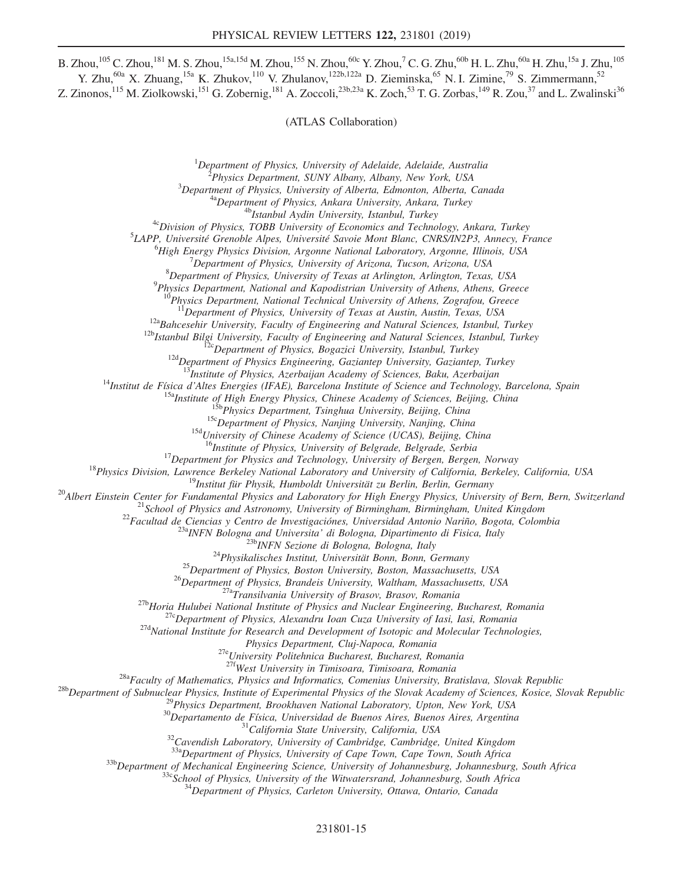B. Zhou,[105] C. Zhou,[181] M. S. Zhou,[15a,15d] M. Zhou,[155] N. Zhou,[60c] Y. Zhou,[7] C. G. Zhu,[60b] H. L. Zhu,[60a] H. Zhu,[15a] J. Zhu,[105] Y. Zhu,[60a] X. Zhuang,[15a] K. Zhukov,[110] V. Zhulanov,[122b,122a] D. Zieminska,[65] N. I. Zimine,[79] S. Zimmermann,[52] Z. Zinonos,[115] M. Ziolkowski,[151] G. Zobernig,[181] A. Zoccoli,[23b,23a] K. Zoch,[53] T. G. Zorbas,[149] R. Zou,[37] and L. Zwalinski[36]

(ATLAS Collaboration)

[1]*Department of Physics, University of Adelaide, Adelaide, Australia*
[2]*Physics Department, SUNY Albany, Albany, New York, USA*
[3]*Department of Physics, University of Alberta, Edmonton, Alberta, Canada*
[4a]*Department of Physics, Ankara University, Ankara, Turkey*
[4b]*Istanbul Aydin University, Istanbul, Turkey*
[4c]*Division of Physics, TOBB University of Economics and Technology, Ankara, Turkey*
[5]*LAPP, Université Grenoble Alpes, Université Savoie Mont Blanc, CNRS/IN2P3, Annecy, France*
[6]*High Energy Physics Division, Argonne National Laboratory, Argonne, Illinois, USA*
[7]*Department of Physics, University of Arizona, Tucson, Arizona, USA*
[8]*Department of Physics, University of Texas at Arlington, Arlington, Texas, USA*
[9]*Physics Department, National and Kapodistrian University of Athens, Athens, Greece*
[10]*Physics Department, National Technical University of Athens, Zografou, Greece*
[11]*Department of Physics, University of Texas at Austin, Austin, Texas, USA*
[12a]*Bahcesehir University, Faculty of Engineering and Natural Sciences, Istanbul, Turkey*
[12b]*Istanbul Bilgi University, Faculty of Engineering and Natural Sciences, Istanbul, Turkey*
[12c]*Department of Physics, Bogazici University, Istanbul, Turkey*
[12d]*Department of Physics Engineering, Gaziantep University, Gaziantep, Turkey*
[13]*Institute of Physics, Azerbaijan Academy of Sciences, Baku, Azerbaijan*
[14]*Institut de Física d'Altes Energies (IFAE), Barcelona Institute of Science and Technology, Barcelona, Spain*
[15a]*Institute of High Energy Physics, Chinese Academy of Sciences, Beijing, China*
[15b]*Physics Department, Tsinghua University, Beijing, China*
[15c]*Department of Physics, Nanjing University, Nanjing, China*
[15d]*University of Chinese Academy of Science (UCAS), Beijing, China*
[16]*Institute of Physics, University of Belgrade, Belgrade, Serbia*
[17]*Department for Physics and Technology, University of Bergen, Bergen, Norway*
[18]*Physics Division, Lawrence Berkeley National Laboratory and University of California, Berkeley, California, USA*
[19]*Institut für Physik, Humboldt Universität zu Berlin, Berlin, Germany*
[20]*Albert Einstein Center for Fundamental Physics and Laboratory for High Energy Physics, University of Bern, Bern, Switzerland*
[21]*School of Physics and Astronomy, University of Birmingham, Birmingham, United Kingdom*
[22]*Facultad de Ciencias y Centro de Investigaciónes, Universidad Antonio Nariño, Bogota, Colombia*
[23a]*INFN Bologna and Universita' di Bologna, Dipartimento di Fisica, Italy*
[23b]*INFN Sezione di Bologna, Bologna, Italy*
[24]*Physikalisches Institut, Universität Bonn, Bonn, Germany*
[25]*Department of Physics, Boston University, Boston, Massachusetts, USA*
[26]*Department of Physics, Brandeis University, Waltham, Massachusetts, USA*
[27a]*Transilvania University of Brasov, Brasov, Romania*
[27b]*Horia Hulubei National Institute of Physics and Nuclear Engineering, Bucharest, Romania*
[27c]*Department of Physics, Alexandru Ioan Cuza University of Iasi, Iasi, Romania*
[27d]*National Institute for Research and Development of Isotopic and Molecular Technologies, Physics Department, Cluj-Napoca, Romania*
[27e]*University Politehnica Bucharest, Bucharest, Romania*
[27f]*West University in Timisoara, Timisoara, Romania*
[28a]*Faculty of Mathematics, Physics and Informatics, Comenius University, Bratislava, Slovak Republic*
[28b]*Department of Subnuclear Physics, Institute of Experimental Physics of the Slovak Academy of Sciences, Kosice, Slovak Republic*
[29]*Physics Department, Brookhaven National Laboratory, Upton, New York, USA*
[30]*Departamento de Física, Universidad de Buenos Aires, Buenos Aires, Argentina*
[31]*California State University, California, USA*
[32]*Cavendish Laboratory, University of Cambridge, Cambridge, United Kingdom*
[33a]*Department of Physics, University of Cape Town, Cape Town, South Africa*
[33b]*Department of Mechanical Engineering Science, University of Johannesburg, Johannesburg, South Africa*
[33c]*School of Physics, University of the Witwatersrand, Johannesburg, South Africa*
[34]*Department of Physics, Carleton University, Ottawa, Ontario, Canada*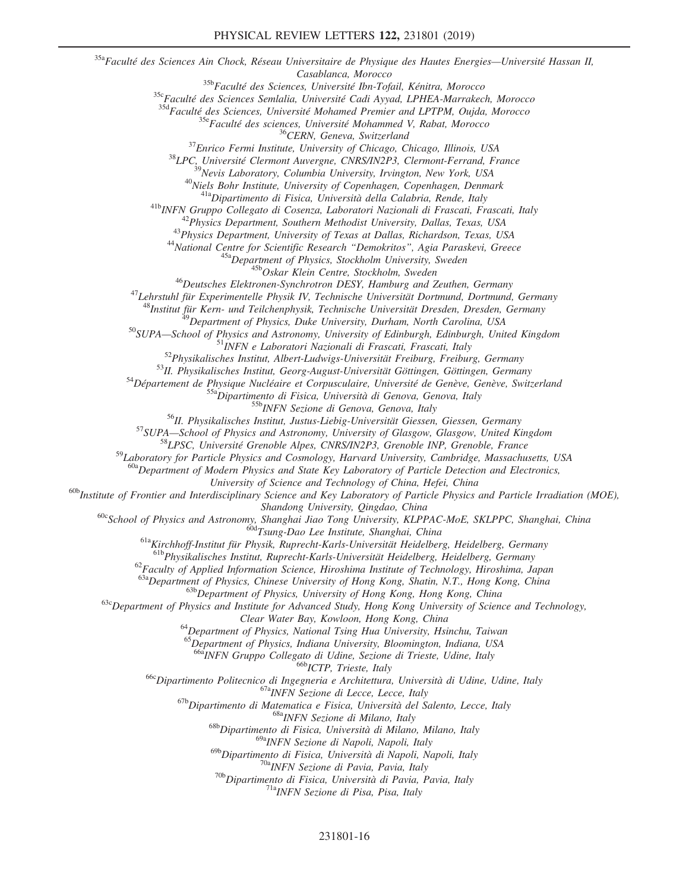[35a]Faculté des Sciences Ain Chock, Réseau Universitaire de Physique des Hautes Energies—Université Hassan II, Casablanca, Morocco

[35b]Faculté des Sciences, Université Ibn-Tofail, Kénitra, Morocco

[35c]Faculté des Sciences Semlalia, Université Cadi Ayyad, LPHEA-Marrakech, Morocco

[35d]Faculté des Sciences, Université Mohamed Premier and LPTPM, Oujda, Morocco

[35e]Faculté des sciences, Université Mohammed V, Rabat, Morocco

[36]CERN, Geneva, Switzerland

[37]Enrico Fermi Institute, University of Chicago, Chicago, Illinois, USA

[38]LPC, Université Clermont Auvergne, CNRS/IN2P3, Clermont-Ferrand, France

[39]Nevis Laboratory, Columbia University, Irvington, New York, USA

[40]Niels Bohr Institute, University of Copenhagen, Copenhagen, Denmark

[41a]Dipartimento di Fisica, Università della Calabria, Rende, Italy

[41b]INFN Gruppo Collegato di Cosenza, Laboratori Nazionali di Frascati, Frascati, Italy

[42]Physics Department, Southern Methodist University, Dallas, Texas, USA

[43]Physics Department, University of Texas at Dallas, Richardson, Texas, USA

[44]National Centre for Scientific Research "Demokritos", Agia Paraskevi, Greece

[45a]Department of Physics, Stockholm University, Sweden

[45b]Oskar Klein Centre, Stockholm, Sweden

[46]Deutsches Elektronen-Synchrotron DESY, Hamburg and Zeuthen, Germany

[47]Lehrstuhl für Experimentelle Physik IV, Technische Universität Dortmund, Dortmund, Germany

[48]Institut für Kern- und Teilchenphysik, Technische Universität Dresden, Dresden, Germany

[49]Department of Physics, Duke University, Durham, North Carolina, USA

[50]SUPA—School of Physics and Astronomy, University of Edinburgh, Edinburgh, United Kingdom

[51]INFN e Laboratori Nazionali di Frascati, Frascati, Italy

[52]Physikalisches Institut, Albert-Ludwigs-Universität Freiburg, Freiburg, Germany

[53]II. Physikalisches Institut, Georg-August-Universität Göttingen, Göttingen, Germany

[54]Département de Physique Nucléaire et Corpusculaire, Université de Genève, Genève, Switzerland

[55a]Dipartimento di Fisica, Università di Genova, Genova, Italy

[55b]INFN Sezione di Genova, Genova, Italy

[56]II. Physikalisches Institut, Justus-Liebig-Universität Giessen, Giessen, Germany

[57]SUPA—School of Physics and Astronomy, University of Glasgow, Glasgow, United Kingdom

[58]LPSC, Université Grenoble Alpes, CNRS/IN2P3, Grenoble INP, Grenoble, France

[59]Laboratory for Particle Physics and Cosmology, Harvard University, Cambridge, Massachusetts, USA

[60a]Department of Modern Physics and State Key Laboratory of Particle Detection and Electronics, University of Science and Technology of China, Hefei, China

[60b]Institute of Frontier and Interdisciplinary Science and Key Laboratory of Particle Physics and Particle Irradiation (MOE), Shandong University, Qingdao, China

[60c]School of Physics and Astronomy, Shanghai Jiao Tong University, KLPPAC-MoE, SKLPPC, Shanghai, China

[60d]Tsung-Dao Lee Institute, Shanghai, China

[61a]Kirchhoff-Institut für Physik, Ruprecht-Karls-Universität Heidelberg, Heidelberg, Germany

[61b]Physikalisches Institut, Ruprecht-Karls-Universität Heidelberg, Heidelberg, Germany

[62]Faculty of Applied Information Science, Hiroshima Institute of Technology, Hiroshima, Japan

[63a]Department of Physics, Chinese University of Hong Kong, Shatin, N.T., Hong Kong, China

[63b]Department of Physics, University of Hong Kong, Hong Kong, China

[63c]Department of Physics and Institute for Advanced Study, Hong Kong University of Science and Technology, Clear Water Bay, Kowloon, Hong Kong, China

[64]Department of Physics, National Tsing Hua University, Hsinchu, Taiwan

[65]Department of Physics, Indiana University, Bloomington, Indiana, USA

[66a]INFN Gruppo Collegato di Udine, Sezione di Trieste, Udine, Italy

[66b]ICTP, Trieste, Italy

[66c]Dipartimento Politecnico di Ingegneria e Architettura, Università di Udine, Udine, Italy

[67a]INFN Sezione di Lecce, Lecce, Italy

[67b]Dipartimento di Matematica e Fisica, Università del Salento, Lecce, Italy

[68a]INFN Sezione di Milano, Italy

[68b]Dipartimento di Fisica, Università di Milano, Milano, Italy

[69a]INFN Sezione di Napoli, Napoli, Italy

[69b]Dipartimento di Fisica, Università di Napoli, Napoli, Italy

[70a]INFN Sezione di Pavia, Pavia, Italy

[70b]Dipartimento di Fisica, Università di Pavia, Pavia, Italy

[71a]INFN Sezione di Pisa, Pisa, Italy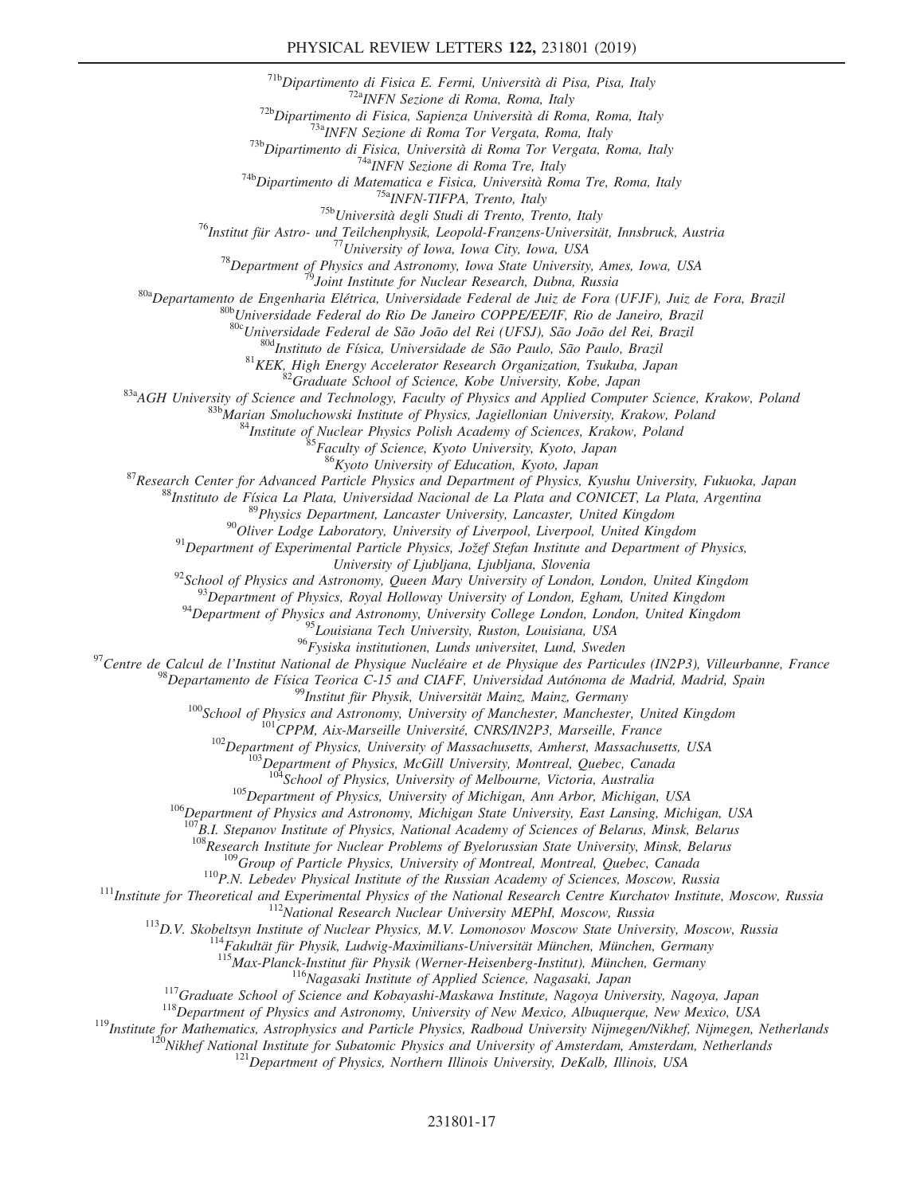[71b]*Dipartimento di Fisica E. Fermi, Università di Pisa, Pisa, Italy*
[72a]*INFN Sezione di Roma, Roma, Italy*
[72b]*Dipartimento di Fisica, Sapienza Università di Roma, Roma, Italy*
[73a]*INFN Sezione di Roma Tor Vergata, Roma, Italy*
[73b]*Dipartimento di Fisica, Università di Roma Tor Vergata, Roma, Italy*
[74a]*INFN Sezione di Roma Tre, Italy*
[74b]*Dipartimento di Matematica e Fisica, Università Roma Tre, Roma, Italy*
[75a]*INFN-TIFPA, Trento, Italy*
[75b]*Università degli Studi di Trento, Trento, Italy*
[76]*Institut für Astro- und Teilchenphysik, Leopold-Franzens-Universität, Innsbruck, Austria*
[77]*University of Iowa, Iowa City, Iowa, USA*
[78]*Department of Physics and Astronomy, Iowa State University, Ames, Iowa, USA*
[79]*Joint Institute for Nuclear Research, Dubna, Russia*
[80a]*Departamento de Engenharia Elétrica, Universidade Federal de Juiz de Fora (UFJF), Juiz de Fora, Brazil*
[80b]*Universidade Federal do Rio De Janeiro COPPE/EE/IF, Rio de Janeiro, Brazil*
[80c]*Universidade Federal de São João del Rei (UFSJ), São João del Rei, Brazil*
[80d]*Instituto de Física, Universidade de São Paulo, São Paulo, Brazil*
[81]*KEK, High Energy Accelerator Research Organization, Tsukuba, Japan*
[82]*Graduate School of Science, Kobe University, Kobe, Japan*
[83a]*AGH University of Science and Technology, Faculty of Physics and Applied Computer Science, Krakow, Poland*
[83b]*Marian Smoluchowski Institute of Physics, Jagiellonian University, Krakow, Poland*
[84]*Institute of Nuclear Physics Polish Academy of Sciences, Krakow, Poland*
[85]*Faculty of Science, Kyoto University, Kyoto, Japan*
[86]*Kyoto University of Education, Kyoto, Japan*
[87]*Research Center for Advanced Particle Physics and Department of Physics, Kyushu University, Fukuoka, Japan*
[88]*Instituto de Física La Plata, Universidad Nacional de La Plata and CONICET, La Plata, Argentina*
[89]*Physics Department, Lancaster University, Lancaster, United Kingdom*
[90]*Oliver Lodge Laboratory, University of Liverpool, Liverpool, United Kingdom*
[91]*Department of Experimental Particle Physics, Jožef Stefan Institute and Department of Physics, University of Ljubljana, Ljubljana, Slovenia*
[92]*School of Physics and Astronomy, Queen Mary University of London, London, United Kingdom*
[93]*Department of Physics, Royal Holloway University of London, Egham, United Kingdom*
[94]*Department of Physics and Astronomy, University College London, London, United Kingdom*
[95]*Louisiana Tech University, Ruston, Louisiana, USA*
[96]*Fysiska institutionen, Lunds universitet, Lund, Sweden*
[97]*Centre de Calcul de l'Institut National de Physique Nucléaire et de Physique des Particules (IN2P3), Villeurbanne, France*
[98]*Departamento de Física Teorica C-15 and CIAFF, Universidad Autónoma de Madrid, Madrid, Spain*
[99]*Institut für Physik, Universität Mainz, Mainz, Germany*
[100]*School of Physics and Astronomy, University of Manchester, Manchester, United Kingdom*
[101]*CPPM, Aix-Marseille Université, CNRS/IN2P3, Marseille, France*
[102]*Department of Physics, University of Massachusetts, Amherst, Massachusetts, USA*
[103]*Department of Physics, McGill University, Montreal, Quebec, Canada*
[104]*School of Physics, University of Melbourne, Victoria, Australia*
[105]*Department of Physics, University of Michigan, Ann Arbor, Michigan, USA*
[106]*Department of Physics and Astronomy, Michigan State University, East Lansing, Michigan, USA*
[107]*B.I. Stepanov Institute of Physics, National Academy of Sciences of Belarus, Minsk, Belarus*
[108]*Research Institute for Nuclear Problems of Byelorussian State University, Minsk, Belarus*
[109]*Group of Particle Physics, University of Montreal, Montreal, Quebec, Canada*
[110]*P.N. Lebedev Physical Institute of the Russian Academy of Sciences, Moscow, Russia*
[111]*Institute for Theoretical and Experimental Physics of the National Research Centre Kurchatov Institute, Moscow, Russia*
[112]*National Research Nuclear University MEPhI, Moscow, Russia*
[113]*D.V. Skobeltsyn Institute of Nuclear Physics, M.V. Lomonosov Moscow State University, Moscow, Russia*
[114]*Fakultät für Physik, Ludwig-Maximilians-Universität München, München, Germany*
[115]*Max-Planck-Institut für Physik (Werner-Heisenberg-Institut), München, Germany*
[116]*Nagasaki Institute of Applied Science, Nagasaki, Japan*
[117]*Graduate School of Science and Kobayashi-Maskawa Institute, Nagoya University, Nagoya, Japan*
[118]*Department of Physics and Astronomy, University of New Mexico, Albuquerque, New Mexico, USA*
[119]*Institute for Mathematics, Astrophysics and Particle Physics, Radboud University Nijmegen/Nikhef, Nijmegen, Netherlands*
[120]*Nikhef National Institute for Subatomic Physics and University of Amsterdam, Amsterdam, Netherlands*
[121]*Department of Physics, Northern Illinois University, DeKalb, Illinois, USA*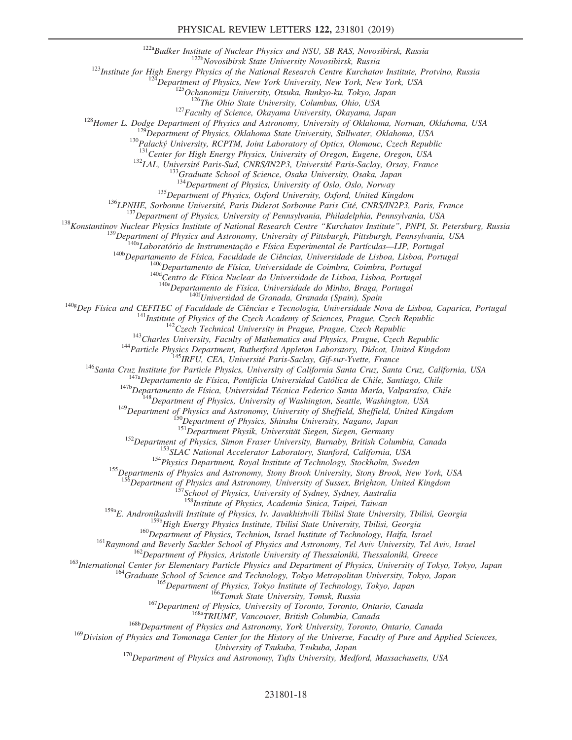[122a]*Budker Institute of Nuclear Physics and NSU, SB RAS, Novosibirsk, Russia*
[122b]*Novosibirsk State University Novosibirsk, Russia*
[123]*Institute for High Energy Physics of the National Research Centre Kurchatov Institute, Protvino, Russia*
[124]*Department of Physics, New York University, New York, New York, USA*
[125]*Ochanomizu University, Otsuka, Bunkyo-ku, Tokyo, Japan*
[126]*The Ohio State University, Columbus, Ohio, USA*
[127]*Faculty of Science, Okayama University, Okayama, Japan*
[128]*Homer L. Dodge Department of Physics and Astronomy, University of Oklahoma, Norman, Oklahoma, USA*
[129]*Department of Physics, Oklahoma State University, Stillwater, Oklahoma, USA*
[130]*Palacký University, RCPTM, Joint Laboratory of Optics, Olomouc, Czech Republic*
[131]*Center for High Energy Physics, University of Oregon, Eugene, Oregon, USA*
[132]*LAL, Université Paris-Sud, CNRS/IN2P3, Université Paris-Saclay, Orsay, France*
[133]*Graduate School of Science, Osaka University, Osaka, Japan*
[134]*Department of Physics, University of Oslo, Oslo, Norway*
[135]*Department of Physics, Oxford University, Oxford, United Kingdom*
[136]*LPNHE, Sorbonne Université, Paris Diderot Sorbonne Paris Cité, CNRS/IN2P3, Paris, France*
[137]*Department of Physics, University of Pennsylvania, Philadelphia, Pennsylvania, USA*
[138]*Konstantinov Nuclear Physics Institute of National Research Centre "Kurchatov Institute", PNPI, St. Petersburg, Russia*
[139]*Department of Physics and Astronomy, University of Pittsburgh, Pittsburgh, Pennsylvania, USA*
[140a]*Laboratório de Instrumentação e Física Experimental de Partículas—LIP, Portugal*
[140b]*Departamento de Física, Faculdade de Ciências, Universidade de Lisboa, Lisboa, Portugal*
[140c]*Departamento de Física, Universidade de Coimbra, Coimbra, Portugal*
[140d]*Centro de Física Nuclear da Universidade de Lisboa, Lisboa, Portugal*
[140e]*Departamento de Física, Universidade do Minho, Braga, Portugal*
[140f]*Universidad de Granada, Granada (Spain), Spain*
[140g]*Dep Física and CEFITEC of Faculdade de Ciências e Tecnologia, Universidade Nova de Lisboa, Caparica, Portugal*
[141]*Institute of Physics of the Czech Academy of Sciences, Prague, Czech Republic*
[142]*Czech Technical University in Prague, Prague, Czech Republic*
[143]*Charles University, Faculty of Mathematics and Physics, Prague, Czech Republic*
[144]*Particle Physics Department, Rutherford Appleton Laboratory, Didcot, United Kingdom*
[145]*IRFU, CEA, Université Paris-Saclay, Gif-sur-Yvette, France*
[146]*Santa Cruz Institute for Particle Physics, University of California Santa Cruz, Santa Cruz, California, USA*
[147a]*Departamento de Física, Pontificia Universidad Católica de Chile, Santiago, Chile*
[147b]*Departamento de Física, Universidad Técnica Federico Santa María, Valparaíso, Chile*
[148]*Department of Physics, University of Washington, Seattle, Washington, USA*
[149]*Department of Physics and Astronomy, University of Sheffield, Sheffield, United Kingdom*
[150]*Department of Physics, Shinshu University, Nagano, Japan*
[151]*Department Physik, Universität Siegen, Siegen, Germany*
[152]*Department of Physics, Simon Fraser University, Burnaby, British Columbia, Canada*
[153]*SLAC National Accelerator Laboratory, Stanford, California, USA*
[154]*Physics Department, Royal Institute of Technology, Stockholm, Sweden*
[155]*Departments of Physics and Astronomy, Stony Brook University, Stony Brook, New York, USA*
[156]*Department of Physics and Astronomy, University of Sussex, Brighton, United Kingdom*
[157]*School of Physics, University of Sydney, Sydney, Australia*
[158]*Institute of Physics, Academia Sinica, Taipei, Taiwan*
[159a]*E. Andronikashvili Institute of Physics, Iv. Javakhishvili Tbilisi State University, Tbilisi, Georgia*
[159b]*High Energy Physics Institute, Tbilisi State University, Tbilisi, Georgia*
[160]*Department of Physics, Technion, Israel Institute of Technology, Haifa, Israel*
[161]*Raymond and Beverly Sackler School of Physics and Astronomy, Tel Aviv University, Tel Aviv, Israel*
[162]*Department of Physics, Aristotle University of Thessaloniki, Thessaloniki, Greece*
[163]*International Center for Elementary Particle Physics and Department of Physics, University of Tokyo, Tokyo, Japan*
[164]*Graduate School of Science and Technology, Tokyo Metropolitan University, Tokyo, Japan*
[165]*Department of Physics, Tokyo Institute of Technology, Tokyo, Japan*
[166]*Tomsk State University, Tomsk, Russia*
[167]*Department of Physics, University of Toronto, Toronto, Ontario, Canada*
[168a]*TRIUMF, Vancouver, British Columbia, Canada*
[168b]*Department of Physics and Astronomy, York University, Toronto, Ontario, Canada*
[169]*Division of Physics and Tomonaga Center for the History of the Universe, Faculty of Pure and Applied Sciences, University of Tsukuba, Tsukuba, Japan*
[170]*Department of Physics and Astronomy, Tufts University, Medford, Massachusetts, USA*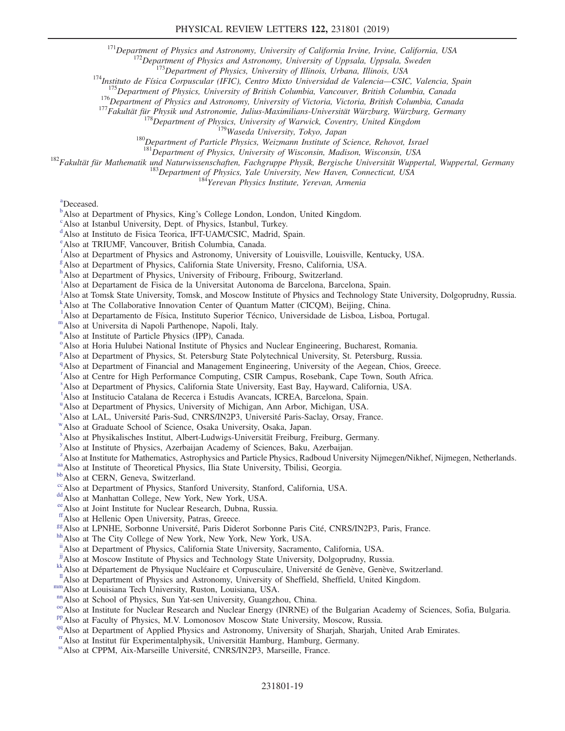[171]Department of Physics and Astronomy, University of California Irvine, Irvine, California, USA
[172]Department of Physics and Astronomy, University of Uppsala, Uppsala, Sweden
[173]Department of Physics, University of Illinois, Urbana, Illinois, USA
[174]Instituto de Física Corpuscular (IFIC), Centro Mixto Universidad de Valencia—CSIC, Valencia, Spain
[175]Department of Physics, University of British Columbia, Vancouver, British Columbia, Canada
[176]Department of Physics and Astronomy, University of Victoria, Victoria, British Columbia, Canada
[177]Fakultät für Physik und Astronomie, Julius-Maximilians-Universität Würzburg, Würzburg, Germany
[178]Department of Physics, University of Warwick, Coventry, United Kingdom
[179]Waseda University, Tokyo, Japan
[180]Department of Particle Physics, Weizmann Institute of Science, Rehovot, Israel
[181]Department of Physics, University of Wisconsin, Madison, Wisconsin, USA
[182]Fakultät für Mathematik und Naturwissenschaften, Fachgruppe Physik, Bergische Universität Wuppertal, Wuppertal, Germany
[183]Department of Physics, Yale University, New Haven, Connecticut, USA
[184]Yerevan Physics Institute, Yerevan, Armenia

[a]Deceased.
[b]Also at Department of Physics, King's College London, London, United Kingdom.
[c]Also at Istanbul University, Dept. of Physics, Istanbul, Turkey.
[d]Also at Instituto de Fisica Teorica, IFT-UAM/CSIC, Madrid, Spain.
[e]Also at TRIUMF, Vancouver, British Columbia, Canada.
[f]Also at Department of Physics and Astronomy, University of Louisville, Louisville, Kentucky, USA.
[g]Also at Department of Physics, California State University, Fresno, California, USA.
[h]Also at Department of Physics, University of Fribourg, Fribourg, Switzerland.
[i]Also at Departament de Fisica de la Universitat Autonoma de Barcelona, Barcelona, Spain.
[j]Also at Tomsk State University, Tomsk, and Moscow Institute of Physics and Technology State University, Dolgoprudny, Russia.
[k]Also at The Collaborative Innovation Center of Quantum Matter (CICQM), Beijing, China.
[l]Also at Departamento de Física, Instituto Superior Técnico, Universidade de Lisboa, Lisboa, Portugal.
[m]Also at Universita di Napoli Parthenope, Napoli, Italy.
[n]Also at Institute of Particle Physics (IPP), Canada.
[o]Also at Horia Hulubei National Institute of Physics and Nuclear Engineering, Bucharest, Romania.
[p]Also at Department of Physics, St. Petersburg State Polytechnical University, St. Petersburg, Russia.
[q]Also at Department of Financial and Management Engineering, University of the Aegean, Chios, Greece.
[r]Also at Centre for High Performance Computing, CSIR Campus, Rosebank, Cape Town, South Africa.
[s]Also at Department of Physics, California State University, East Bay, Hayward, California, USA.
[t]Also at Institucio Catalana de Recerca i Estudis Avancats, ICREA, Barcelona, Spain.
[u]Also at Department of Physics, University of Michigan, Ann Arbor, Michigan, USA.
[v]Also at LAL, Université Paris-Sud, CNRS/IN2P3, Université Paris-Saclay, Orsay, France.
[w]Also at Graduate School of Science, Osaka University, Osaka, Japan.
[x]Also at Physikalisches Institut, Albert-Ludwigs-Universität Freiburg, Freiburg, Germany.
[y]Also at Institute of Physics, Azerbaijan Academy of Sciences, Baku, Azerbaijan.
[z]Also at Institute for Mathematics, Astrophysics and Particle Physics, Radboud University Nijmegen/Nikhef, Nijmegen, Netherlands.
[aa]Also at Institute of Theoretical Physics, Ilia State University, Tbilisi, Georgia.
[bb]Also at CERN, Geneva, Switzerland.
[cc]Also at Department of Physics, Stanford University, Stanford, California, USA.
[dd]Also at Manhattan College, New York, New York, USA.
[ee]Also at Joint Institute for Nuclear Research, Dubna, Russia.
[ff]Also at Hellenic Open University, Patras, Greece.
[gg]Also at LPNHE, Sorbonne Université, Paris Diderot Sorbonne Paris Cité, CNRS/IN2P3, Paris, France.
[hh]Also at The City College of New York, New York, New York, USA.
[ii]Also at Department of Physics, California State University, Sacramento, California, USA.
[jj]Also at Moscow Institute of Physics and Technology State University, Dolgoprudny, Russia.
[kk]Also at Département de Physique Nucléaire et Corpusculaire, Université de Genève, Genève, Switzerland.
[ll]Also at Department of Physics and Astronomy, University of Sheffield, Sheffield, United Kingdom.
[mm]Also at Louisiana Tech University, Ruston, Louisiana, USA.
[nn]Also at School of Physics, Sun Yat-sen University, Guangzhou, China.
[oo]Also at Institute for Nuclear Research and Nuclear Energy (INRNE) of the Bulgarian Academy of Sciences, Sofia, Bulgaria.
[pp]Also at Faculty of Physics, M.V. Lomonosov Moscow State University, Moscow, Russia.
[qq]Also at Department of Applied Physics and Astronomy, University of Sharjah, Sharjah, United Arab Emirates.
[rr]Also at Institut für Experimentalphysik, Universität Hamburg, Hamburg, Germany.
[ss]Also at CPPM, Aix-Marseille Université, CNRS/IN2P3, Marseille, France.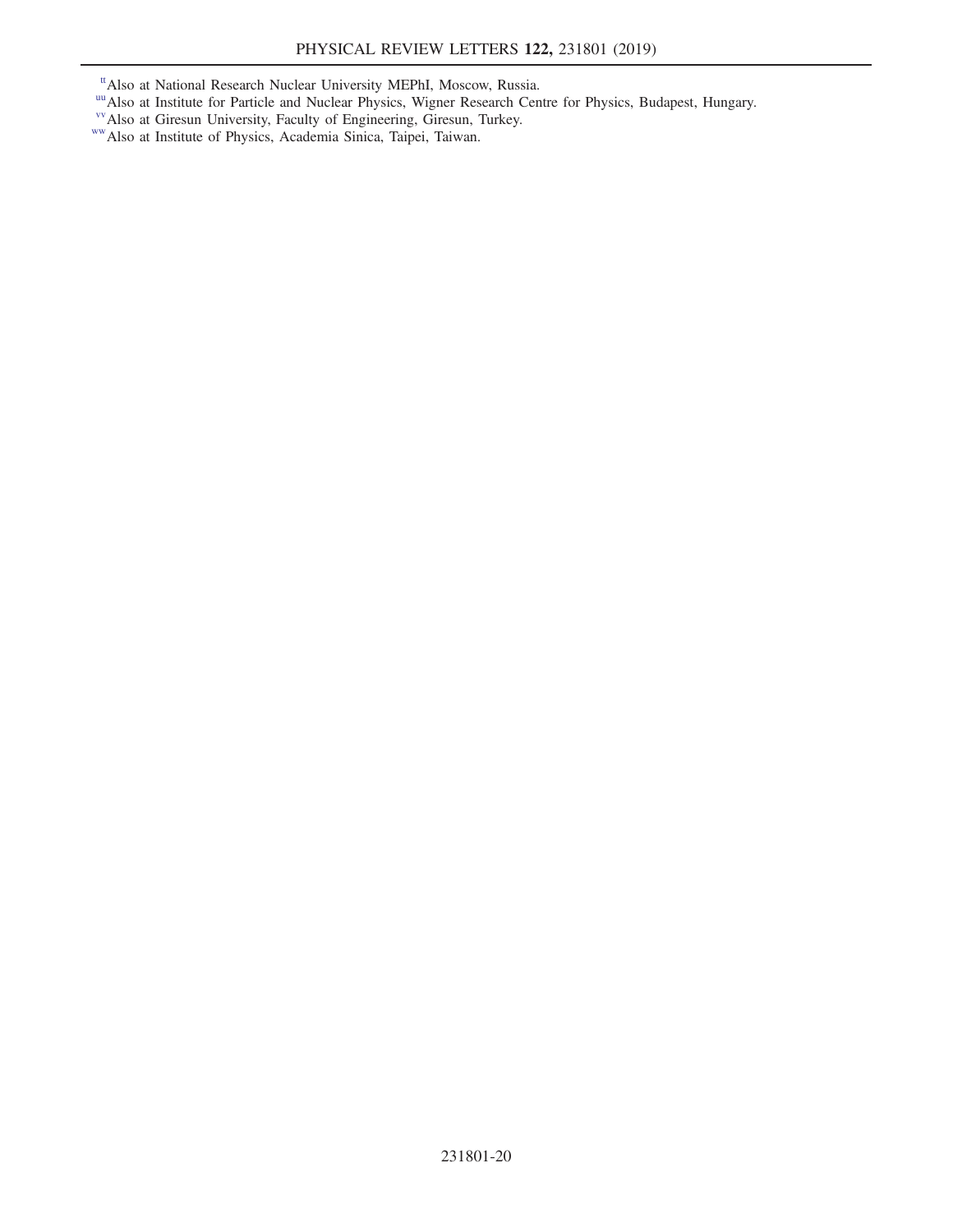[tt]Also at National Research Nuclear University MEPhI, Moscow, Russia.
[uu]Also at Institute for Particle and Nuclear Physics, Wigner Research Centre for Physics, Budapest, Hungary.
[vv]Also at Giresun University, Faculty of Engineering, Giresun, Turkey.
[ww]Also at Institute of Physics, Academia Sinica, Taipei, Taiwan.